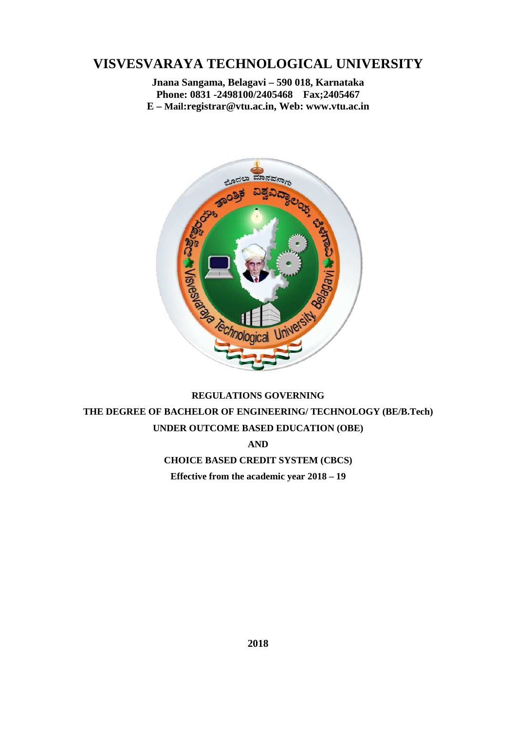# VISVESVARAYA TECHNOLOGICAL UNIVERSITY

**Jnana Sangama, Belagavi – 590 018, Karnataka**
**Phone: 0831 -2498100/2405468 Fax;2405467**
**E – Mail:registrar@vtu.ac.in, Web: www.vtu.ac.in**

**REGULATIONS GOVERNING**

**THE DEGREE OF BACHELOR OF ENGINEERING/ TECHNOLOGY (BE/B.Tech)**

**UNDER OUTCOME BASED EDUCATION (OBE)**

**AND**

**CHOICE BASED CREDIT SYSTEM (CBCS)**

**Effective from the academic year 2018 – 19**

**2018**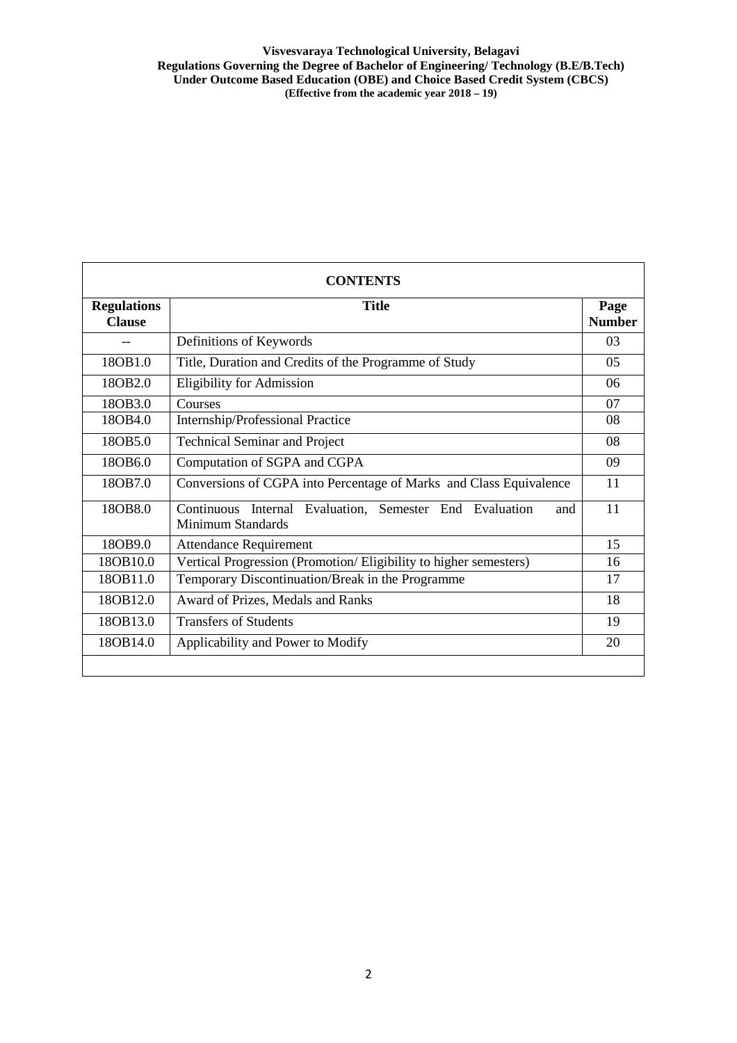| CONTENTS | | |
|---|---|---|
| **Regulations Clause** | **Title** | **Page Number** |
| -- | Definitions of Keywords | 03 |
| 18OB1.0 | Title, Duration and Credits of the Programme of Study | 05 |
| 18OB2.0 | Eligibility for Admission | 06 |
| 18OB3.0 | Courses | 07 |
| 18OB4.0 | Internship/Professional Practice | 08 |
| 18OB5.0 | Technical Seminar and Project | 08 |
| 18OB6.0 | Computation of SGPA and CGPA | 09 |
| 18OB7.0 | Conversions of CGPA into Percentage of Marks and Class Equivalence | 11 |
| 18OB8.0 | Continuous Internal Evaluation, Semester End Evaluation and Minimum Standards | 11 |
| 18OB9.0 | Attendance Requirement | 15 |
| 18OB10.0 | Vertical Progression (Promotion/ Eligibility to higher semesters) | 16 |
| 18OB11.0 | Temporary Discontinuation/Break in the Programme | 17 |
| 18OB12.0 | Award of Prizes, Medals and Ranks | 18 |
| 18OB13.0 | Transfers of Students | 19 |
| 18OB14.0 | Applicability and Power to Modify | 20 |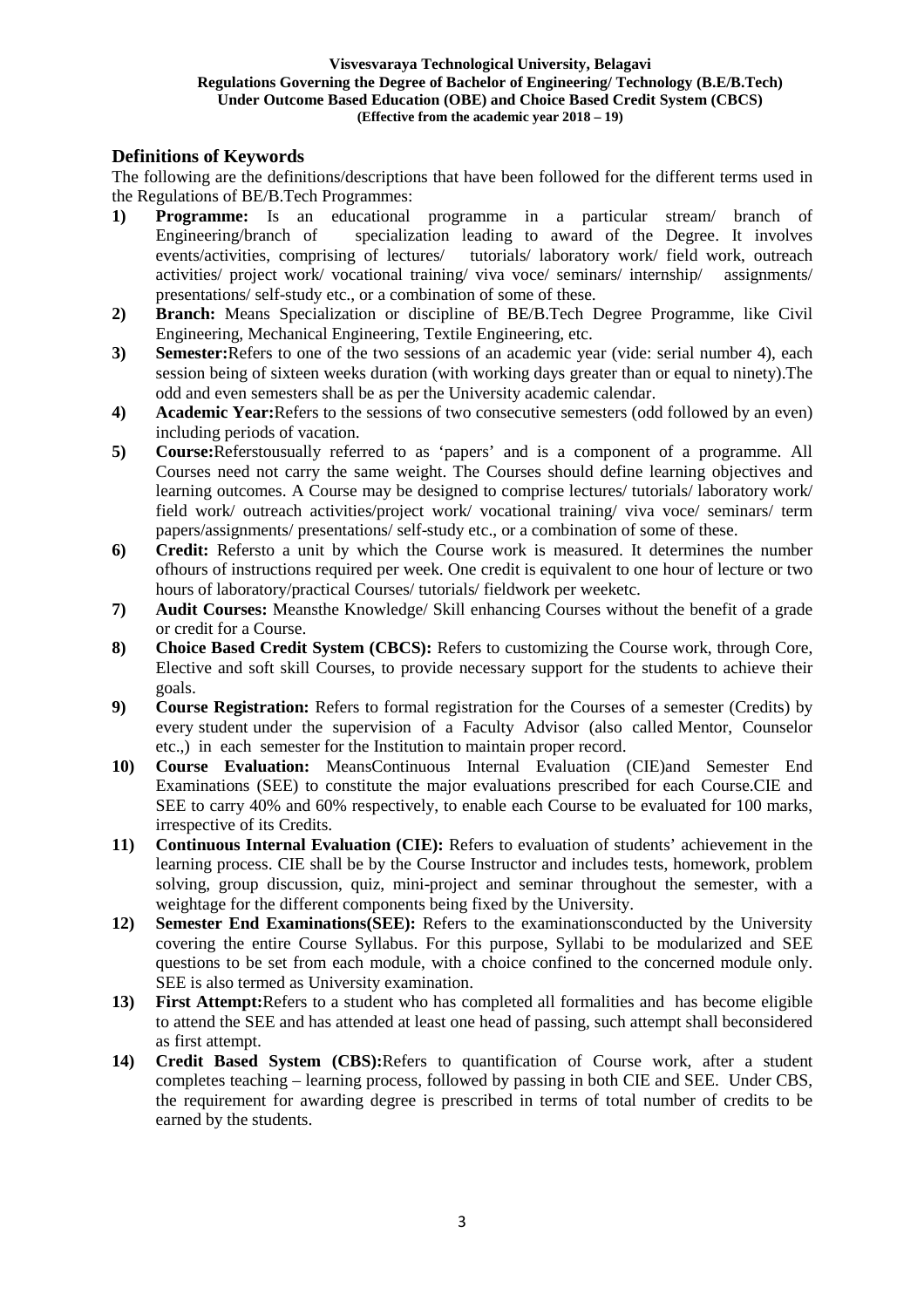**Visvesvaraya Technological University, Belagavi**
**Regulations Governing the Degree of Bachelor of Engineering/ Technology (B.E/B.Tech)**
**Under Outcome Based Education (OBE) and Choice Based Credit System (CBCS)**
**(Effective from the academic year 2018 – 19)**

## Definitions of Keywords

The following are the definitions/descriptions that have been followed for the different terms used in the Regulations of BE/B.Tech Programmes:

1) **Programme:** Is an educational programme in a particular stream/ branch of Engineering/branch of specialization leading to award of the Degree. It involves events/activities, comprising of lectures/ tutorials/ laboratory work/ field work, outreach activities/ project work/ vocational training/ viva voce/ seminars/ internship/ assignments/ presentations/ self-study etc., or a combination of some of these.
2) **Branch:** Means Specialization or discipline of BE/B.Tech Degree Programme, like Civil Engineering, Mechanical Engineering, Textile Engineering, etc.
3) **Semester:**Refers to one of the two sessions of an academic year (vide: serial number 4), each session being of sixteen weeks duration (with working days greater than or equal to ninety).The odd and even semesters shall be as per the University academic calendar.
4) **Academic Year:**Refers to the sessions of two consecutive semesters (odd followed by an even) including periods of vacation.
5) **Course:**Referstousually referred to as 'papers' and is a component of a programme. All Courses need not carry the same weight. The Courses should define learning objectives and learning outcomes. A Course may be designed to comprise lectures/ tutorials/ laboratory work/ field work/ outreach activities/project work/ vocational training/ viva voce/ seminars/ term papers/assignments/ presentations/ self-study etc., or a combination of some of these.
6) **Credit:** Refersto a unit by which the Course work is measured. It determines the number ofhours of instructions required per week. One credit is equivalent to one hour of lecture or two hours of laboratory/practical Courses/ tutorials/ fieldwork per weeketc.
7) **Audit Courses:** Meansthe Knowledge/ Skill enhancing Courses without the benefit of a grade or credit for a Course.
8) **Choice Based Credit System (CBCS):** Refers to customizing the Course work, through Core, Elective and soft skill Courses, to provide necessary support for the students to achieve their goals.
9) **Course Registration:** Refers to formal registration for the Courses of a semester (Credits) by every student under the supervision of a Faculty Advisor (also called Mentor, Counselor etc.,) in each semester for the Institution to maintain proper record.
10) **Course Evaluation:** MeansContinuous Internal Evaluation (CIE)and Semester End Examinations (SEE) to constitute the major evaluations prescribed for each Course.CIE and SEE to carry 40% and 60% respectively, to enable each Course to be evaluated for 100 marks, irrespective of its Credits.
11) **Continuous Internal Evaluation (CIE):** Refers to evaluation of students' achievement in the learning process. CIE shall be by the Course Instructor and includes tests, homework, problem solving, group discussion, quiz, mini-project and seminar throughout the semester, with a weightage for the different components being fixed by the University.
12) **Semester End Examinations(SEE):** Refers to the examinationsconducted by the University covering the entire Course Syllabus. For this purpose, Syllabi to be modularized and SEE questions to be set from each module, with a choice confined to the concerned module only. SEE is also termed as University examination.
13) **First Attempt:**Refers to a student who has completed all formalities and has become eligible to attend the SEE and has attended at least one head of passing, such attempt shall beconsidered as first attempt.
14) **Credit Based System (CBS):**Refers to quantification of Course work, after a student completes teaching – learning process, followed by passing in both CIE and SEE. Under CBS, the requirement for awarding degree is prescribed in terms of total number of credits to be earned by the students.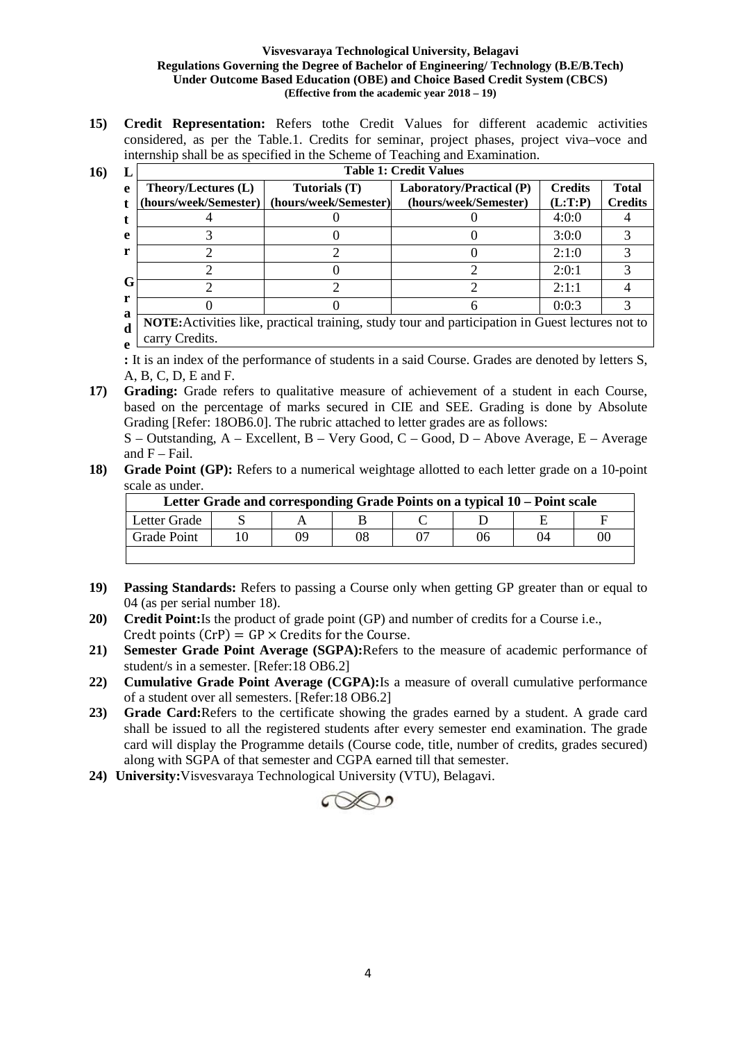**15) Credit Representation:** Refers tothe Credit Values for different academic activities considered, as per the Table.1. Credits for seminar, project phases, project viva–voce and internship shall be as specified in the Scheme of Teaching and Examination.

**Table 1: Credit Values**

| Theory/Lectures (L) (hours/week/Semester) | Tutorials (T) (hours/week/Semester) | Laboratory/Practical (P) (hours/week/Semester) | Credits (L:T:P) | Total Credits |
|---|---|---|---|---|
| 4 | 0 | 0 | 4:0:0 | 4 |
| 3 | 0 | 0 | 3:0:0 | 3 |
| 2 | 2 | 0 | 2:1:0 | 3 |
| 2 | 0 | 2 | 2:0:1 | 3 |
| 2 | 2 | 2 | 2:1:1 | 4 |
| 0 | 0 | 6 | 0:0:3 | 3 |

**NOTE:**Activities like, practical training, study tour and participation in Guest lectures not to carry Credits.

**16) Letter Grade:** It is an index of the performance of students in a said Course. Grades are denoted by letters S, A, B, C, D, E and F.

**17) Grading:** Grade refers to qualitative measure of achievement of a student in each Course, based on the percentage of marks secured in CIE and SEE. Grading is done by Absolute Grading [Refer: 18OB6.0]. The rubric attached to letter grades are as follows:
S – Outstanding, A – Excellent, B – Very Good, C – Good, D – Above Average, E – Average and F – Fail.

**18) Grade Point (GP):** Refers to a numerical weightage allotted to each letter grade on a 10-point scale as under.

**Letter Grade and corresponding Grade Points on a typical 10 – Point scale**

| Letter Grade | S | A | B | C | D | E | F |
|---|---|---|---|---|---|---|---|
| Grade Point | 10 | 09 | 08 | 07 | 06 | 04 | 00 |

**19) Passing Standards:** Refers to passing a Course only when getting GP greater than or equal to 04 (as per serial number 18).

**20) Credit Point:**Is the product of grade point (GP) and number of credits for a Course i.e.,
$\text{Credt points (CrP)} = \text{GP} \times \text{Credits for the Course}$.

**21) Semester Grade Point Average (SGPA):**Refers to the measure of academic performance of student/s in a semester. [Refer:18 OB6.2]

**22) Cumulative Grade Point Average (CGPA):**Is a measure of overall cumulative performance of a student over all semesters. [Refer:18 OB6.2]

**23) Grade Card:**Refers to the certificate showing the grades earned by a student. A grade card shall be issued to all the registered students after every semester end examination. The grade card will display the Programme details (Course code, title, number of credits, grades secured) along with SGPA of that semester and CGPA earned till that semester.

**24) University:**Visvesvaraya Technological University (VTU), Belagavi.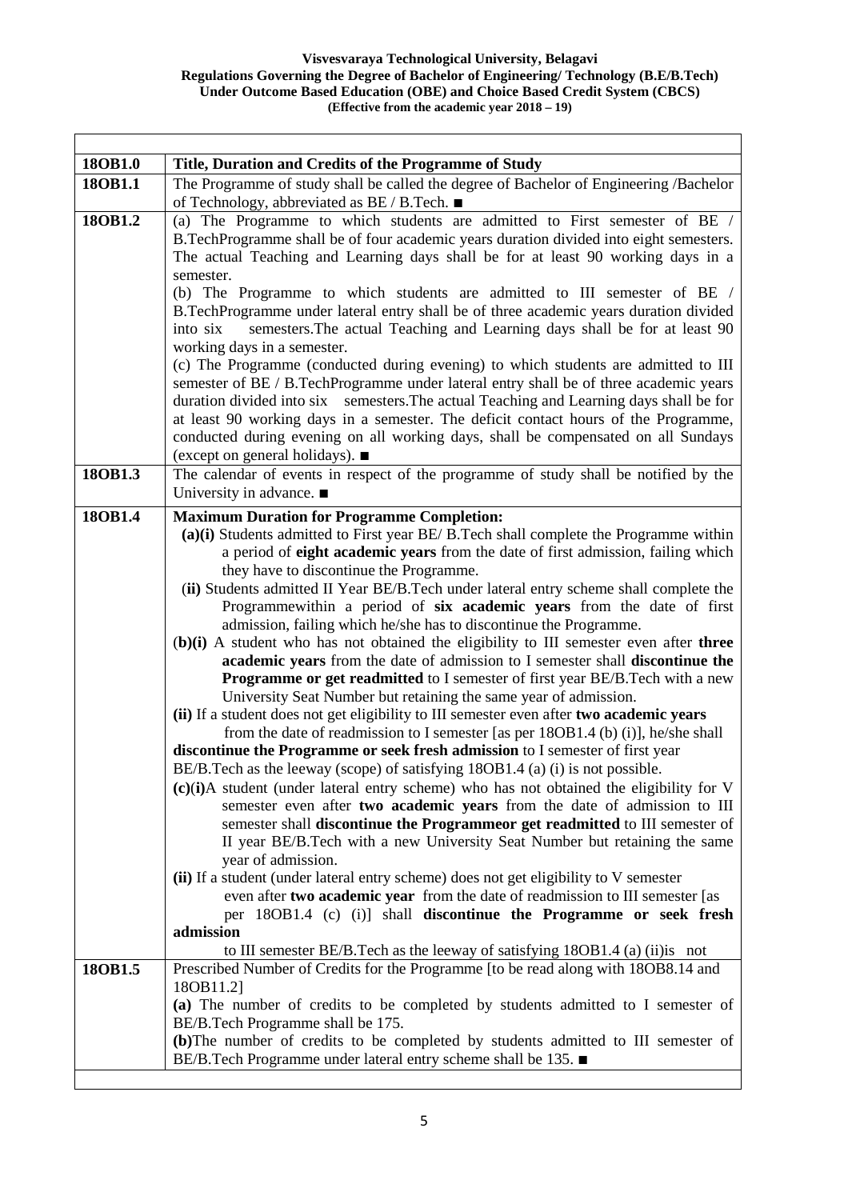**Visvesvaraya Technological University, Belagavi**
**Regulations Governing the Degree of Bachelor of Engineering/ Technology (B.E/B.Tech)**
**Under Outcome Based Education (OBE) and Choice Based Credit System (CBCS)**
**(Effective from the academic year 2018 – 19)**

| | |
|---|---|
| **18OB1.0** | **Title, Duration and Credits of the Programme of Study** |
| **18OB1.1** | The Programme of study shall be called the degree of Bachelor of Engineering /Bachelor of Technology, abbreviated as BE / B.Tech. ■ |
| **18OB1.2** | (a) The Programme to which students are admitted to First semester of BE / B.TechProgramme shall be of four academic years duration divided into eight semesters. The actual Teaching and Learning days shall be for at least 90 working days in a semester.<br>(b) The Programme to which students are admitted to III semester of BE / B.TechProgramme under lateral entry shall be of three academic years duration divided into six semesters.The actual Teaching and Learning days shall be for at least 90 working days in a semester.<br>(c) The Programme (conducted during evening) to which students are admitted to III semester of BE / B.TechProgramme under lateral entry shall be of three academic years duration divided into six semesters.The actual Teaching and Learning days shall be for at least 90 working days in a semester. The deficit contact hours of the Programme, conducted during evening on all working days, shall be compensated on all Sundays (except on general holidays). ■ |
| **18OB1.3** | The calendar of events in respect of the programme of study shall be notified by the University in advance. ■ |
| **18OB1.4** | **Maximum Duration for Programme Completion:**<br>**(a)(i)** Students admitted to First year BE/ B.Tech shall complete the Programme within a period of **eight academic years** from the date of first admission, failing which they have to discontinue the Programme.<br>**(ii)** Students admitted II Year BE/B.Tech under lateral entry scheme shall complete the Programmewithin a period of **six academic years** from the date of first admission, failing which he/she has to discontinue the Programme.<br>(**b)(i)** A student who has not obtained the eligibility to III semester even after **three academic years** from the date of admission to I semester shall **discontinue the Programme or get readmitted** to I semester of first year BE/B.Tech with a new University Seat Number but retaining the same year of admission.<br>**(ii)** If a student does not get eligibility to III semester even after **two academic years** from the date of readmission to I semester [as per 18OB1.4 (b) (i)], he/she shall **discontinue the Programme or seek fresh admission** to I semester of first year BE/B.Tech as the leeway (scope) of satisfying 18OB1.4 (a) (i) is not possible.<br>**(c)(i)**A student (under lateral entry scheme) who has not obtained the eligibility for V semester even after **two academic years** from the date of admission to III semester shall **discontinue the Programmeor get readmitted** to III semester of II year BE/B.Tech with a new University Seat Number but retaining the same year of admission.<br>**(ii)** If a student (under lateral entry scheme) does not get eligibility to V semester even after **two academic year** from the date of readmission to III semester [as per 18OB1.4 (c) (i)] shall **discontinue the Programme or seek fresh admission** to III semester BE/B.Tech as the leeway of satisfying 18OB1.4 (a) (ii)is not |
| **18OB1.5** | Prescribed Number of Credits for the Programme [to be read along with 18OB8.14 and 18OB11.2]<br>**(a)** The number of credits to be completed by students admitted to I semester of BE/B.Tech Programme shall be 175.<br>**(b)**The number of credits to be completed by students admitted to III semester of BE/B.Tech Programme under lateral entry scheme shall be 135. ■ |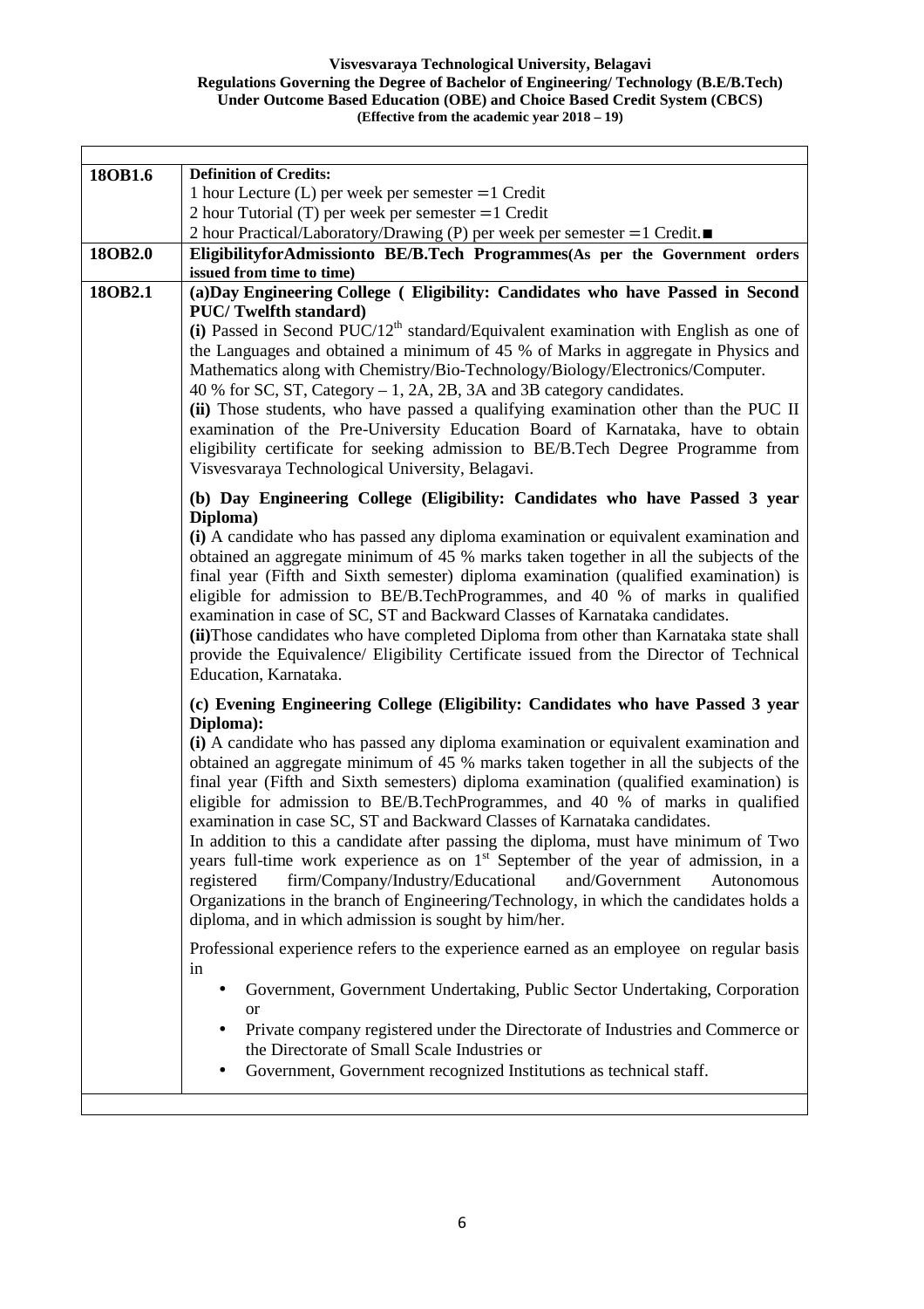| | |
|---|---|
| **18OB1.6** | **Definition of Credits:**<br>1 hour Lecture (L) per week per semester = 1 Credit<br>2 hour Tutorial (T) per week per semester = 1 Credit<br>2 hour Practical/Laboratory/Drawing (P) per week per semester = 1 Credit.■ |
| **18OB2.0** | **EligibilityforAdmissionto BE/B.Tech Programmes(As per the Government orders issued from time to time)** |
| **18OB2.1** | **(a)Day Engineering College ( Eligibility: Candidates who have Passed in Second PUC/ Twelfth standard)**<br>**(i)** Passed in Second PUC/$12^{th}$ standard/Equivalent examination with English as one of the Languages and obtained a minimum of 45 % of Marks in aggregate in Physics and Mathematics along with Chemistry/Bio-Technology/Biology/Electronics/Computer.<br>40 % for SC, ST, Category – 1, 2A, 2B, 3A and 3B category candidates.<br>**(ii)** Those students, who have passed a qualifying examination other than the PUC II examination of the Pre-University Education Board of Karnataka, have to obtain eligibility certificate for seeking admission to BE/B.Tech Degree Programme from Visvesvaraya Technological University, Belagavi.<br><br>**(b) Day Engineering College (Eligibility: Candidates who have Passed 3 year Diploma)**<br>**(i)** A candidate who has passed any diploma examination or equivalent examination and obtained an aggregate minimum of 45 % marks taken together in all the subjects of the final year (Fifth and Sixth semester) diploma examination (qualified examination) is eligible for admission to BE/B.TechProgrammes, and 40 % of marks in qualified examination in case of SC, ST and Backward Classes of Karnataka candidates.<br>**(ii)**Those candidates who have completed Diploma from other than Karnataka state shall provide the Equivalence/ Eligibility Certificate issued from the Director of Technical Education, Karnataka.<br><br>**(c) Evening Engineering College (Eligibility: Candidates who have Passed 3 year Diploma):**<br>**(i)** A candidate who has passed any diploma examination or equivalent examination and obtained an aggregate minimum of 45 % marks taken together in all the subjects of the final year (Fifth and Sixth semesters) diploma examination (qualified examination) is eligible for admission to BE/B.TechProgrammes, and 40 % of marks in qualified examination in case SC, ST and Backward Classes of Karnataka candidates.<br>In addition to this a candidate after passing the diploma, must have minimum of Two years full-time work experience as on $1^{st}$ September of the year of admission, in a registered firm/Company/Industry/Educational and/Government Autonomous Organizations in the branch of Engineering/Technology, in which the candidates holds a diploma, and in which admission is sought by him/her.<br><br>Professional experience refers to the experience earned as an employee on regular basis in<br>• Government, Government Undertaking, Public Sector Undertaking, Corporation or<br>• Private company registered under the Directorate of Industries and Commerce or the Directorate of Small Scale Industries or<br>• Government, Government recognized Institutions as technical staff. |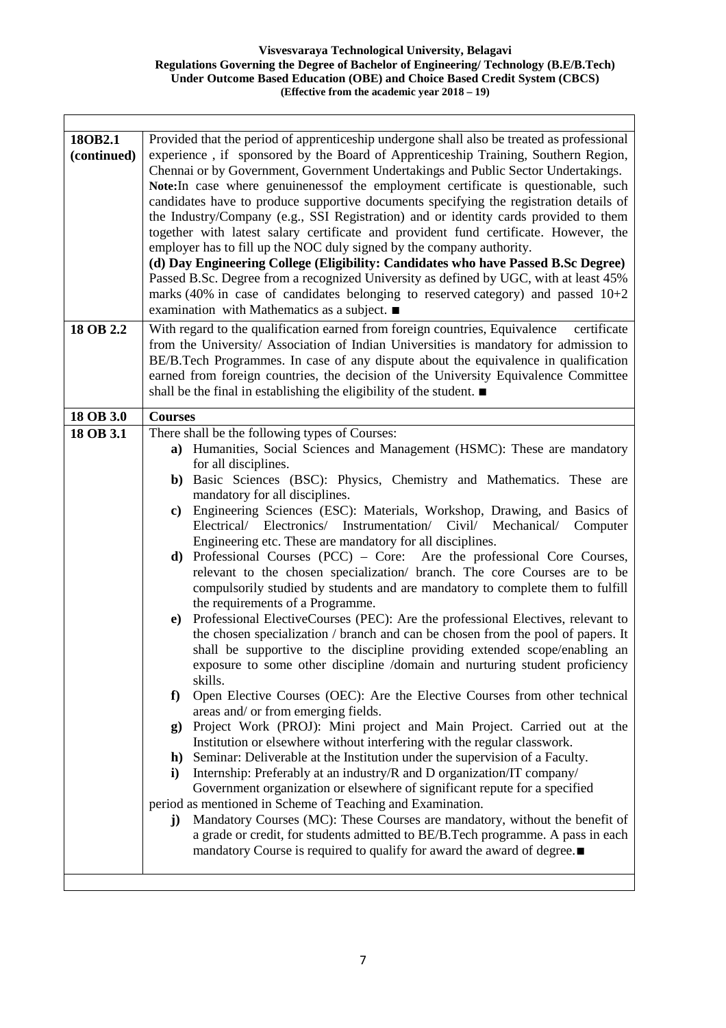| | |
|---|---|
| **18OB2.1 (continued)** | Provided that the period of apprenticeship undergone shall also be treated as professional experience , if sponsored by the Board of Apprenticeship Training, Southern Region, Chennai or by Government, Government Undertakings and Public Sector Undertakings.<br>**Note:**In case where genuinenessof the employment certificate is questionable, such candidates have to produce supportive documents specifying the registration details of the Industry/Company (e.g., SSI Registration) and or identity cards provided to them together with latest salary certificate and provident fund certificate. However, the employer has to fill up the NOC duly signed by the company authority.<br>**(d) Day Engineering College (Eligibility: Candidates who have Passed B.Sc Degree)**<br>Passed B.Sc. Degree from a recognized University as defined by UGC, with at least 45% marks (40% in case of candidates belonging to reserved category) and passed 10+2 examination with Mathematics as a subject. ■ |
| **18 OB 2.2** | With regard to the qualification earned from foreign countries, Equivalence certificate from the University/ Association of Indian Universities is mandatory for admission to BE/B.Tech Programmes. In case of any dispute about the equivalence in qualification earned from foreign countries, the decision of the University Equivalence Committee shall be the final in establishing the eligibility of the student. ■ |
| **18 OB 3.0** | **Courses** |
| **18 OB 3.1** | There shall be the following types of Courses:<br>**a)** Humanities, Social Sciences and Management (HSMC): These are mandatory for all disciplines.<br>**b)** Basic Sciences (BSC): Physics, Chemistry and Mathematics. These are mandatory for all disciplines.<br>**c)** Engineering Sciences (ESC): Materials, Workshop, Drawing, and Basics of Electrical/ Electronics/ Instrumentation/ Civil/ Mechanical/ Computer Engineering etc. These are mandatory for all disciplines.<br>**d)** Professional Courses (PCC) – Core: Are the professional Core Courses, relevant to the chosen specialization/ branch. The core Courses are to be compulsorily studied by students and are mandatory to complete them to fulfill the requirements of a Programme.<br>**e)** Professional ElectiveCourses (PEC): Are the professional Electives, relevant to the chosen specialization / branch and can be chosen from the pool of papers. It shall be supportive to the discipline providing extended scope/enabling an exposure to some other discipline /domain and nurturing student proficiency skills.<br>**f)** Open Elective Courses (OEC): Are the Elective Courses from other technical areas and/ or from emerging fields.<br>**g)** Project Work (PROJ): Mini project and Main Project. Carried out at the Institution or elsewhere without interfering with the regular classwork.<br>**h)** Seminar: Deliverable at the Institution under the supervision of a Faculty.<br>**i)** Internship: Preferably at an industry/R and D organization/IT company/ Government organization or elsewhere of significant repute for a specified period as mentioned in Scheme of Teaching and Examination.<br>**j)** Mandatory Courses (MC): These Courses are mandatory, without the benefit of a grade or credit, for students admitted to BE/B.Tech programme. A pass in each mandatory Course is required to qualify for award the award of degree.■ |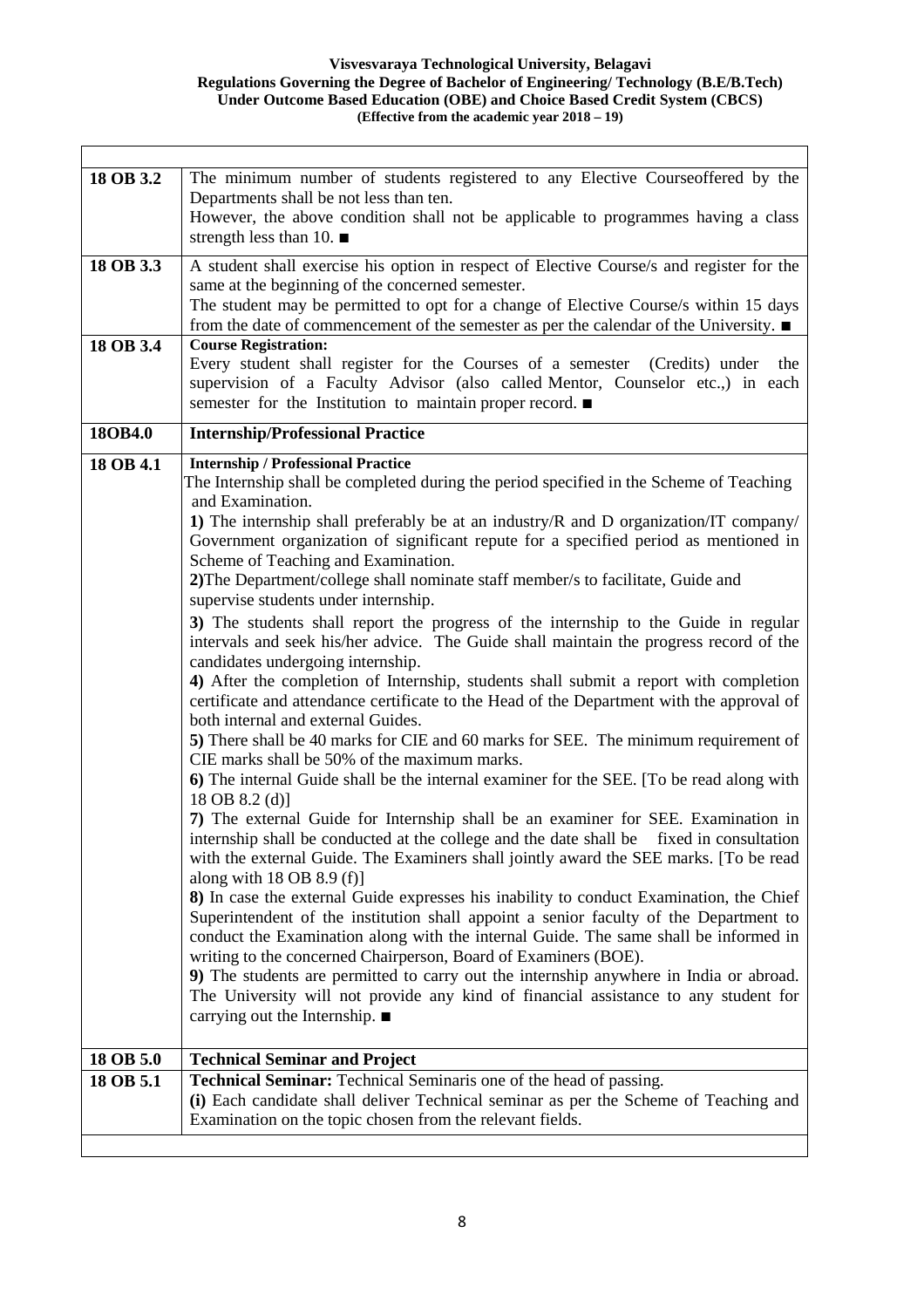| | |
|---|---|
| **18 OB 3.2** | The minimum number of students registered to any Elective Courseoffered by the Departments shall be not less than ten.<br>However, the above condition shall not be applicable to programmes having a class strength less than 10. ■ |
| **18 OB 3.3** | A student shall exercise his option in respect of Elective Course/s and register for the same at the beginning of the concerned semester.<br>The student may be permitted to opt for a change of Elective Course/s within 15 days from the date of commencement of the semester as per the calendar of the University. ■ |
| **18 OB 3.4** | **Course Registration:**<br>Every student shall register for the Courses of a semester (Credits) under the supervision of a Faculty Advisor (also called Mentor, Counselor etc.,) in each semester for the Institution to maintain proper record. ■ |
| **18OB4.0** | **Internship/Professional Practice** |
| **18 OB 4.1** | **Internship / Professional Practice**<br>The Internship shall be completed during the period specified in the Scheme of Teaching and Examination.<br>**1)** The internship shall preferably be at an industry/R and D organization/IT company/ Government organization of significant repute for a specified period as mentioned in Scheme of Teaching and Examination.<br>**2)**The Department/college shall nominate staff member/s to facilitate, Guide and supervise students under internship.<br>**3)** The students shall report the progress of the internship to the Guide in regular intervals and seek his/her advice. The Guide shall maintain the progress record of the candidates undergoing internship.<br>**4)** After the completion of Internship, students shall submit a report with completion certificate and attendance certificate to the Head of the Department with the approval of both internal and external Guides.<br>**5)** There shall be 40 marks for CIE and 60 marks for SEE. The minimum requirement of CIE marks shall be 50% of the maximum marks.<br>**6)** The internal Guide shall be the internal examiner for the SEE. [To be read along with 18 OB 8.2 (d)]<br>**7)** The external Guide for Internship shall be an examiner for SEE. Examination in internship shall be conducted at the college and the date shall be fixed in consultation with the external Guide. The Examiners shall jointly award the SEE marks. [To be read along with 18 OB 8.9 (f)]<br>**8)** In case the external Guide expresses his inability to conduct Examination, the Chief Superintendent of the institution shall appoint a senior faculty of the Department to conduct the Examination along with the internal Guide. The same shall be informed in writing to the concerned Chairperson, Board of Examiners (BOE).<br>**9)** The students are permitted to carry out the internship anywhere in India or abroad. The University will not provide any kind of financial assistance to any student for carrying out the Internship. ■ |
| **18 OB 5.0** | **Technical Seminar and Project** |
| **18 OB 5.1** | **Technical Seminar:** Technical Seminaris one of the head of passing.<br>**(i)** Each candidate shall deliver Technical seminar as per the Scheme of Teaching and Examination on the topic chosen from the relevant fields. |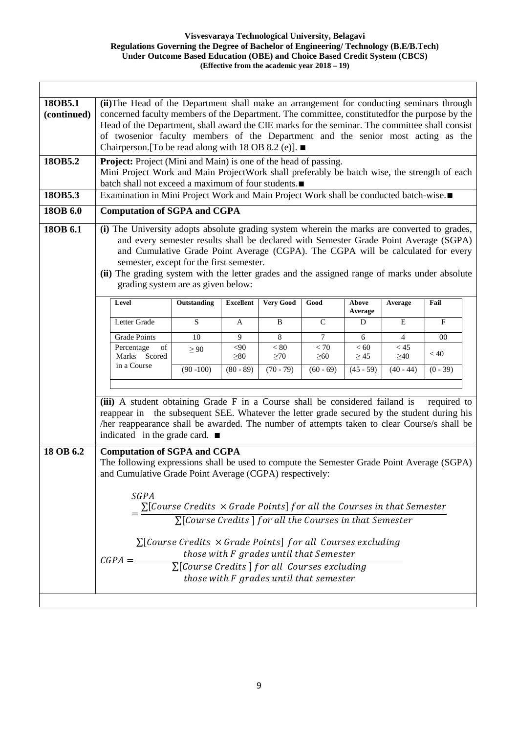| | |
|---|---|
| **18OB5.1 (continued)** | **(ii)**The Head of the Department shall make an arrangement for conducting seminars through concerned faculty members of the Department. The committee, constitutedfor the purpose by the Head of the Department, shall award the CIE marks for the seminar. The committee shall consist of twosenior faculty members of the Department and the senior most acting as the Chairperson.[To be read along with 18 OB 8.2 (e)]. ■ |
| **18OB5.2** | **Project:** Project (Mini and Main) is one of the head of passing. Mini Project Work and Main ProjectWork shall preferably be batch wise, the strength of each batch shall not exceed a maximum of four students.■ |
| **18OB5.3** | Examination in Mini Project Work and Main Project Work shall be conducted batch-wise.■ |
| **18OB 6.0** | **Computation of SGPA and CGPA** |
| **18OB 6.1** | **(i)** The University adopts absolute grading system wherein the marks are converted to grades, and every semester results shall be declared with Semester Grade Point Average (SGPA) and Cumulative Grade Point Average (CGPA). The CGPA will be calculated for every semester, except for the first semester.<br>**(ii)** The grading system with the letter grades and the assigned range of marks under absolute grading system are as given below: |

| Level | Outstanding | Excellent | Very Good | Good | Above Average | Average | Fail |
|---|---|---|---|---|---|---|---|
| Letter Grade | S | A | B | C | D | E | F |
| Grade Points | 10 | 9 | 8 | 7 | 6 | 4 | 00 |
| Percentage of Marks Scored in a Course | $\geq 90$ | $<90$ $\geq 80$ | $< 80$ $\geq 70$ | $< 70$ $\geq 60$ | $< 60$ $\geq 45$ | $< 45$ $\geq 40$ | $< 40$ |
| | (90 -100) | (80 - 89) | (70 - 79) | (60 - 69) | (45 - 59) | (40 - 44) | (0 - 39) |

**(iii)** A student obtaining Grade F in a Course shall be considered failand is required to reappear in the subsequent SEE. Whatever the letter grade secured by the student during his /her reappearance shall be awarded. The number of attempts taken to clear Course/s shall be indicated in the grade card. ■

**18 OB 6.2** **Computation of SGPA and CGPA**

The following expressions shall be used to compute the Semester Grade Point Average (SGPA) and Cumulative Grade Point Average (CGPA) respectively:

$$SGPA = \frac{\sum[Course\ Credits\ \times Grade\ Points]\ for\ all\ the\ Courses\ in\ that\ Semester}{\sum[Course\ Credits\ ]\ for\ all\ the\ Courses\ in\ that\ Semester}$$

$$CGPA = \frac{\sum[Course\ Credits\ \times Grade\ Points]\ for\ all\ Courses\ excluding\ those\ with\ F\ grades\ until\ that\ Semester}{\sum[Course\ Credits\ ]\ for\ all\ Courses\ excluding\ those\ with\ F\ grades\ until\ that\ semester}$$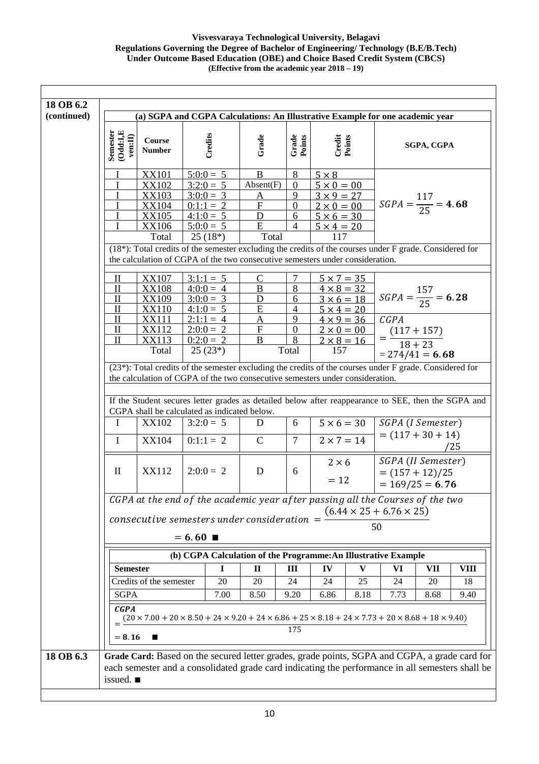**18 OB 6.2 (continued)**

**(a) SGPA and CGPA Calculations: An Illustrative Example for one academic year**

| Semester (Odd:I,Even:II) | Course Number | Credits | Grade | Grade Points | Credit Points | SGPA, CGPA |
|---|---|---|---|---|---|---|
| I | XX101 | 5:0:0 = 5 | B | 8 | $5 \times 8$ | |
| I | XX102 | 3:2:0 = 5 | Absent(F) | 0 | $5 \times 0 = 00$ | |
| I | XX103 | 3:0:0 = 3 | A | 9 | $3 \times 9 = 27$ | $SGPA = \frac{117}{25} = \mathbf{4.68}$ |
| I | XX104 | 0:1:1 = 2 | F | 0 | $2 \times 0 = 00$ | |
| I | XX105 | 4:1:0 = 5 | D | 6 | $5 \times 6 = 30$ | |
| I | XX106 | 5:0:0 = 5 | E | 4 | $5 \times 4 = 20$ | |
| | Total | 25 (18*) | Total | | 117 | |

(18*): Total credits of the semester excluding the credits of the courses under F grade. Considered for the calculation of CGPA of the two consecutive semesters under consideration.

| Semester (Odd:I,Even:II) | Course Number | Credits | Grade | Grade Points | Credit Points | SGPA, CGPA |
|---|---|---|---|---|---|---|
| II | XX107 | 3:1:1 = 5 | C | 7 | $5 \times 7 = 35$ | |
| II | XX108 | 4:0:0 = 4 | B | 8 | $4 \times 8 = 32$ | $SGPA = \frac{157}{25} = \mathbf{6.28}$ |
| II | XX109 | 3:0:0 = 3 | D | 6 | $3 \times 6 = 18$ | |
| II | XX110 | 4:1:0 = 5 | E | 4 | $5 \times 4 = 20$ | |
| II | XX111 | 2:1:1 = 4 | A | 9 | $4 \times 9 = 36$ | $CGPA = \frac{(117 + 157)}{18 + 23}$ |
| II | XX112 | 2:0:0 = 2 | F | 0 | $2 \times 0 = 00$ | $= 274/41 = \mathbf{6.68}$ |
| II | XX113 | 0:2:0 = 2 | B | 8 | $2 \times 8 = 16$ | |
| | Total | 25 (23*) | | Total | 157 | |

(23*): Total credits of the semester excluding the credits of the courses under F grade. Considered for the calculation of CGPA of the two consecutive semesters under consideration.

If the Student secures letter grades as detailed below after reappearance to SEE, then the SGPA and CGPA shall be calculated as indicated below.

| Semester | Course Number | Credits | Grade | Grade Points | Credit Points | SGPA, CGPA |
|---|---|---|---|---|---|---|
| I | XX102 | 3:2:0 = 5 | D | 6 | $5 \times 6 = 30$ | $SGPA\ (I\ Semester) = (117 + 30 + 14)/25$ |
| I | XX104 | 0:1:1 = 2 | C | 7 | $2 \times 7 = 14$ | |
| II | XX112 | 2:0:0 = 2 | D | 6 | $2 \times 6 = 12$ | $SGPA\ (II\ Semester) = (157 + 12)/25 = 169/25 = \mathbf{6.76}$ |

$$CGPA\ at\ the\ end\ of\ the\ academic\ year\ after\ passing\ all\ the\ Courses\ of\ the\ two\ consecutive\ semesters\ under\ consideration = \frac{(6.44 \times 25 + 6.76 \times 25)}{50} = \mathbf{6.60}$$ ■

**(b) CGPA Calculation of the Programme: An Illustrative Example**

| Semester | I | II | III | IV | V | VI | VII | VIII |
|---|---|---|---|---|---|---|---|---|
| Credits of the semester | 20 | 20 | 24 | 24 | 25 | 24 | 20 | 18 |
| SGPA | 7.00 | 8.50 | 9.20 | 6.86 | 8.18 | 7.73 | 8.68 | 9.40 |

$$CGPA = \frac{(20 \times 7.00 + 20 \times 8.50 + 24 \times 9.20 + 24 \times 6.86 + 25 \times 8.18 + 24 \times 7.73 + 20 \times 8.68 + 18 \times 9.40)}{175}$$

$= \mathbf{8.16}$ ■

**18 OB 6.3** **Grade Card:** Based on the secured letter grades, grade points, SGPA and CGPA, a grade card for each semester and a consolidated grade card indicating the performance in all semesters shall be issued. ■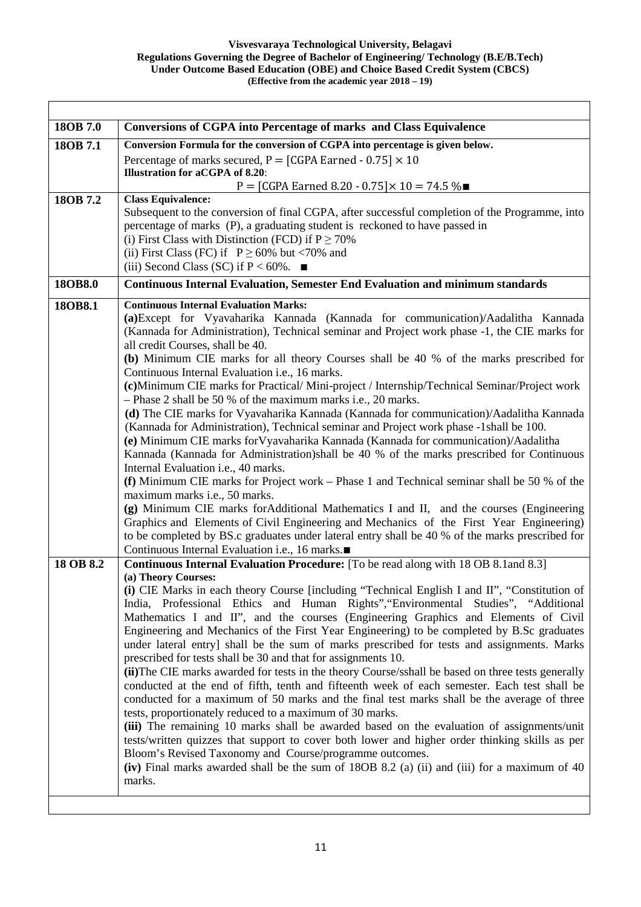| | |
|---|---|
| **18OB 7.0** | **Conversions of CGPA into Percentage of marks and Class Equivalence** |
| **18OB 7.1** | **Conversion Formula for the conversion of CGPA into percentage is given below.**<br>Percentage of marks secured, $\mathrm{P} = [\text{CGPA Earned - } 0.75] \times 10$<br>**Illustration for aCGPA of 8.20**:<br>$\mathrm{P} = [\text{CGPA Earned } 8.20 \text{ - } 0.75] \times 10 = 74.5\ \%$■ |
| **18OB 7.2** | **Class Equivalence:**<br>Subsequent to the conversion of final CGPA, after successful completion of the Programme, into percentage of marks (P), a graduating student is reckoned to have passed in<br>(i) First Class with Distinction (FCD) if $P \geq 70\%$<br>(ii) First Class (FC) if $P \geq 60\%$ but $<70\%$ and<br>(iii) Second Class (SC) if $P < 60\%$. ■ |
| **18OB8.0** | **Continuous Internal Evaluation, Semester End Evaluation and minimum standards** |
| **18OB8.1** | **Continuous Internal Evaluation Marks:**<br>**(a)**Except for Vyavaharika Kannada (Kannada for communication)/Aadalitha Kannada (Kannada for Administration), Technical seminar and Project work phase -1, the CIE marks for all credit Courses, shall be 40.<br>**(b)** Minimum CIE marks for all theory Courses shall be 40 % of the marks prescribed for Continuous Internal Evaluation i.e., 16 marks.<br>**(c)**Minimum CIE marks for Practical/ Mini-project / Internship/Technical Seminar/Project work – Phase 2 shall be 50 % of the maximum marks i.e., 20 marks.<br>**(d)** The CIE marks for Vyavaharika Kannada (Kannada for communication)/Aadalitha Kannada (Kannada for Administration), Technical seminar and Project work phase -1shall be 100.<br>**(e)** Minimum CIE marks forVyavaharika Kannada (Kannada for communication)/Aadalitha Kannada (Kannada for Administration)shall be 40 % of the marks prescribed for Continuous Internal Evaluation i.e., 40 marks.<br>**(f)** Minimum CIE marks for Project work – Phase 1 and Technical seminar shall be 50 % of the maximum marks i.e., 50 marks.<br>**(g)** Minimum CIE marks forAdditional Mathematics I and II, and the courses (Engineering Graphics and Elements of Civil Engineering and Mechanics of the First Year Engineering) to be completed by BS.c graduates under lateral entry shall be 40 % of the marks prescribed for Continuous Internal Evaluation i.e., 16 marks.■ |
| **18 OB 8.2** | **Continuous Internal Evaluation Procedure:** [To be read along with 18 OB 8.1and 8.3]<br>**(a) Theory Courses:**<br>**(i)** CIE Marks in each theory Course [including "Technical English I and II", "Constitution of India, Professional Ethics and Human Rights","Environmental Studies", "Additional Mathematics I and II", and the courses (Engineering Graphics and Elements of Civil Engineering and Mechanics of the First Year Engineering) to be completed by B.Sc graduates under lateral entry] shall be the sum of marks prescribed for tests and assignments. Marks prescribed for tests shall be 30 and that for assignments 10.<br>**(ii)**The CIE marks awarded for tests in the theory Course/sshall be based on three tests generally conducted at the end of fifth, tenth and fifteenth week of each semester. Each test shall be conducted for a maximum of 50 marks and the final test marks shall be the average of three tests, proportionately reduced to a maximum of 30 marks.<br>**(iii)** The remaining 10 marks shall be awarded based on the evaluation of assignments/unit tests/written quizzes that support to cover both lower and higher order thinking skills as per Bloom's Revised Taxonomy and Course/programme outcomes.<br>**(iv)** Final marks awarded shall be the sum of 18OB 8.2 (a) (ii) and (iii) for a maximum of 40 marks. |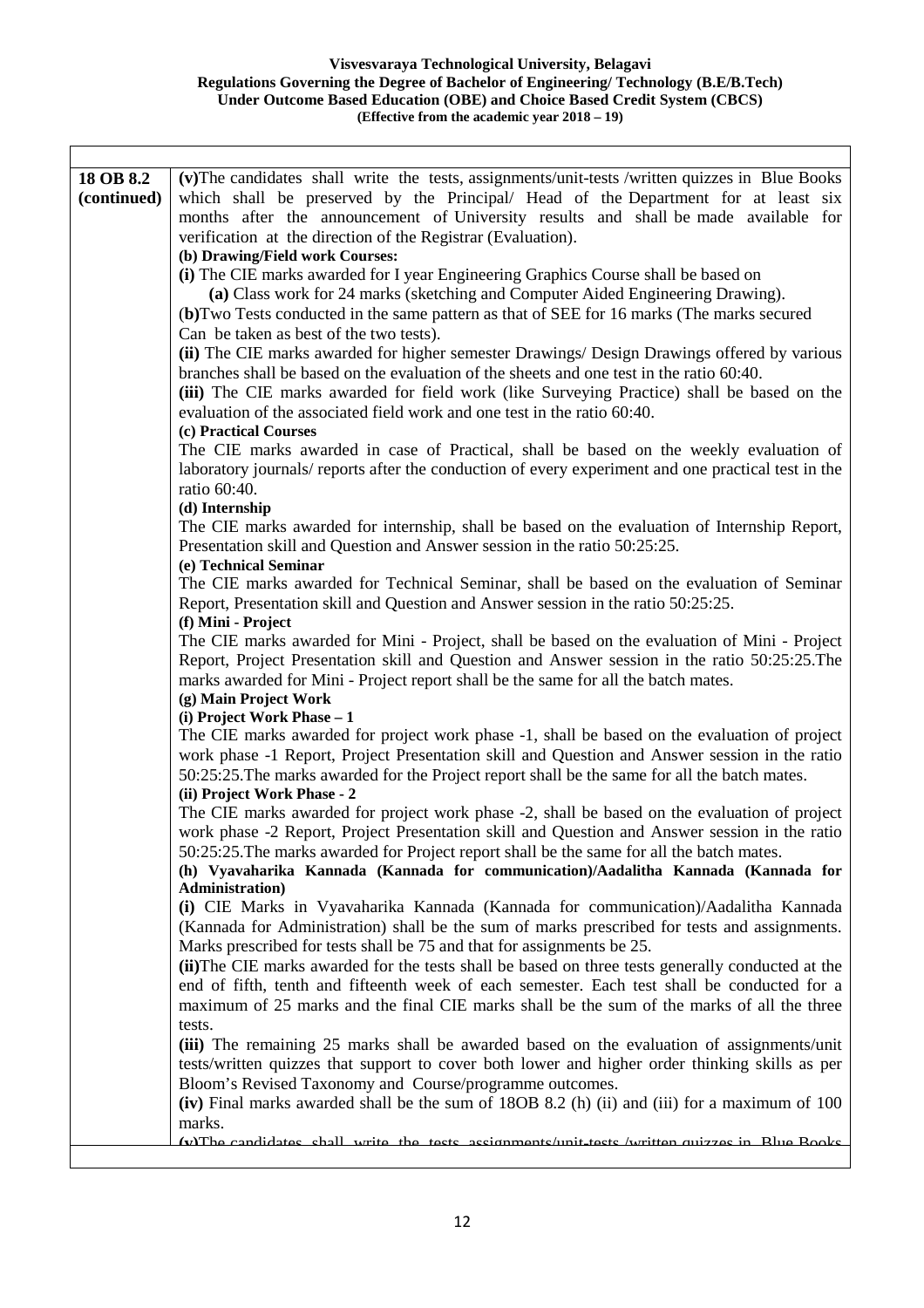| | |
|---|---|
| **18 OB 8.2 (continued)** | **(v)**The candidates shall write the tests, assignments/unit-tests /written quizzes in Blue Books which shall be preserved by the Principal/ Head of the Department for at least six months after the announcement of University results and shall be made available for verification at the direction of the Registrar (Evaluation).<br>**(b) Drawing/Field work Courses:**<br>**(i)** The CIE marks awarded for I year Engineering Graphics Course shall be based on<br>**(a)** Class work for 24 marks (sketching and Computer Aided Engineering Drawing).<br>(**b)**Two Tests conducted in the same pattern as that of SEE for 16 marks (The marks secured Can be taken as best of the two tests).<br>**(ii)** The CIE marks awarded for higher semester Drawings/ Design Drawings offered by various branches shall be based on the evaluation of the sheets and one test in the ratio 60:40.<br>**(iii)** The CIE marks awarded for field work (like Surveying Practice) shall be based on the evaluation of the associated field work and one test in the ratio 60:40.<br>**(c) Practical Courses**<br>The CIE marks awarded in case of Practical, shall be based on the weekly evaluation of laboratory journals/ reports after the conduction of every experiment and one practical test in the ratio 60:40.<br>**(d) Internship**<br>The CIE marks awarded for internship, shall be based on the evaluation of Internship Report, Presentation skill and Question and Answer session in the ratio 50:25:25.<br>**(e) Technical Seminar**<br>The CIE marks awarded for Technical Seminar, shall be based on the evaluation of Seminar Report, Presentation skill and Question and Answer session in the ratio 50:25:25.<br>**(f) Mini - Project**<br>The CIE marks awarded for Mini - Project, shall be based on the evaluation of Mini - Project Report, Project Presentation skill and Question and Answer session in the ratio 50:25:25.The marks awarded for Mini - Project report shall be the same for all the batch mates.<br>**(g) Main Project Work**<br>**(i) Project Work Phase – 1**<br>The CIE marks awarded for project work phase -1, shall be based on the evaluation of project work phase -1 Report, Project Presentation skill and Question and Answer session in the ratio 50:25:25.The marks awarded for the Project report shall be the same for all the batch mates.<br>**(ii) Project Work Phase - 2**<br>The CIE marks awarded for project work phase -2, shall be based on the evaluation of project work phase -2 Report, Project Presentation skill and Question and Answer session in the ratio 50:25:25.The marks awarded for Project report shall be the same for all the batch mates.<br>**(h) Vyavaharika Kannada (Kannada for communication)/Aadalitha Kannada (Kannada for Administration)**<br>**(i)** CIE Marks in Vyavaharika Kannada (Kannada for communication)/Aadalitha Kannada (Kannada for Administration) shall be the sum of marks prescribed for tests and assignments. Marks prescribed for tests shall be 75 and that for assignments be 25.<br>**(ii)**The CIE marks awarded for the tests shall be based on three tests generally conducted at the end of fifth, tenth and fifteenth week of each semester. Each test shall be conducted for a maximum of 25 marks and the final CIE marks shall be the sum of the marks of all the three tests.<br>**(iii)** The remaining 25 marks shall be awarded based on the evaluation of assignments/unit tests/written quizzes that support to cover both lower and higher order thinking skills as per Bloom's Revised Taxonomy and Course/programme outcomes.<br>**(iv)** Final marks awarded shall be the sum of 18OB 8.2 (h) (ii) and (iii) for a maximum of 100 marks.<br>**(v)**The candidates shall write the tests assignments/unit-tests /written quizzes in Blue Books |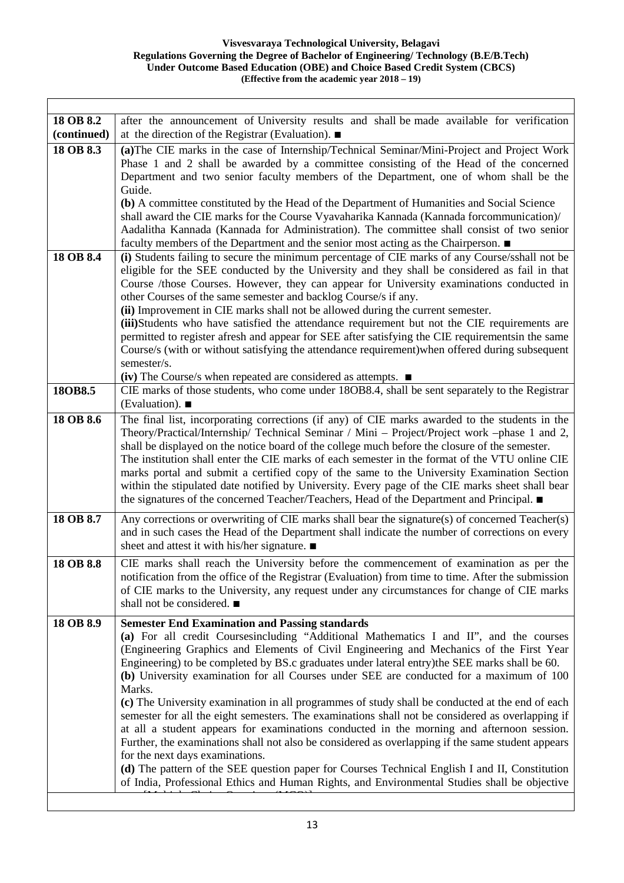| | |
|---|---|
| **18 OB 8.2 (continued)** | after the announcement of University results and shall be made available for verification at the direction of the Registrar (Evaluation). ■ |
| **18 OB 8.3** | **(a)**The CIE marks in the case of Internship/Technical Seminar/Mini-Project and Project Work Phase 1 and 2 shall be awarded by a committee consisting of the Head of the concerned Department and two senior faculty members of the Department, one of whom shall be the Guide.<br>**(b)** A committee constituted by the Head of the Department of Humanities and Social Science shall award the CIE marks for the Course Vyavaharika Kannada (Kannada forcommunication)/ Aadalitha Kannada (Kannada for Administration). The committee shall consist of two senior faculty members of the Department and the senior most acting as the Chairperson. ■ |
| **18 OB 8.4** | **(i)** Students failing to secure the minimum percentage of CIE marks of any Course/sshall not be eligible for the SEE conducted by the University and they shall be considered as fail in that Course /those Courses. However, they can appear for University examinations conducted in other Courses of the same semester and backlog Course/s if any.<br>**(ii)** Improvement in CIE marks shall not be allowed during the current semester.<br>**(iii)**Students who have satisfied the attendance requirement but not the CIE requirements are permitted to register afresh and appear for SEE after satisfying the CIE requirementsin the same Course/s (with or without satisfying the attendance requirement)when offered during subsequent semester/s.<br>**(iv)** The Course/s when repeated are considered as attempts. ■ |
| **18OB8.5** | CIE marks of those students, who come under 18OB8.4, shall be sent separately to the Registrar (Evaluation). ■ |
| **18 OB 8.6** | The final list, incorporating corrections (if any) of CIE marks awarded to the students in the Theory/Practical/Internship/ Technical Seminar / Mini – Project/Project work –phase 1 and 2, shall be displayed on the notice board of the college much before the closure of the semester.<br>The institution shall enter the CIE marks of each semester in the format of the VTU online CIE marks portal and submit a certified copy of the same to the University Examination Section within the stipulated date notified by University. Every page of the CIE marks sheet shall bear the signatures of the concerned Teacher/Teachers, Head of the Department and Principal. ■ |
| **18 OB 8.7** | Any corrections or overwriting of CIE marks shall bear the signature(s) of concerned Teacher(s) and in such cases the Head of the Department shall indicate the number of corrections on every sheet and attest it with his/her signature. ■ |
| **18 OB 8.8** | CIE marks shall reach the University before the commencement of examination as per the notification from the office of the Registrar (Evaluation) from time to time. After the submission of CIE marks to the University, any request under any circumstances for change of CIE marks shall not be considered. ■ |
| **18 OB 8.9** | **Semester End Examination and Passing standards**<br>**(a)** For all credit Coursesincluding "Additional Mathematics I and II", and the courses (Engineering Graphics and Elements of Civil Engineering and Mechanics of the First Year Engineering) to be completed by BS.c graduates under lateral entry)the SEE marks shall be 60.<br>**(b)** University examination for all Courses under SEE are conducted for a maximum of 100 Marks.<br>**(c)** The University examination in all programmes of study shall be conducted at the end of each semester for all the eight semesters. The examinations shall not be considered as overlapping if at all a student appears for examinations conducted in the morning and afternoon session. Further, the examinations shall not also be considered as overlapping if the same student appears for the next days examinations.<br>**(d)** The pattern of the SEE question paper for Courses Technical English I and II, Constitution of India, Professional Ethics and Human Rights, and Environmental Studies shall be objective type [Multiple Choice Questions (MCQ)] |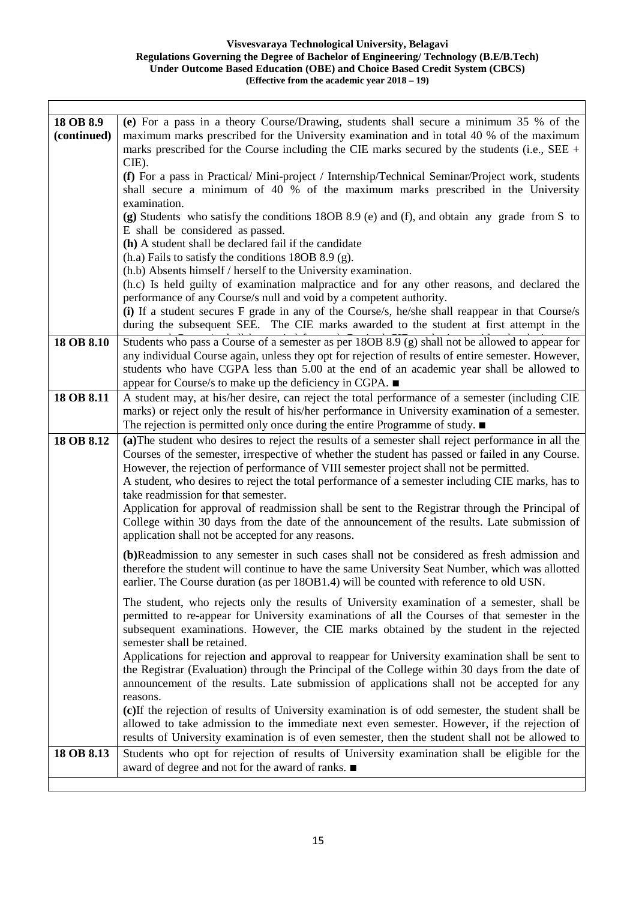| | |
|---|---|
| **18 OB 8.9 (continued)** | **(e)** For a pass in a theory Course/Drawing, students shall secure a minimum 35 % of the maximum marks prescribed for the University examination and in total 40 % of the maximum marks prescribed for the Course including the CIE marks secured by the students (i.e., SEE + CIE).<br>**(f)** For a pass in Practical/ Mini-project / Internship/Technical Seminar/Project work, students shall secure a minimum of 40 % of the maximum marks prescribed in the University examination.<br>**(g)** Students who satisfy the conditions 18OB 8.9 (e) and (f), and obtain any grade from S to E shall be considered as passed.<br>**(h)** A student shall be declared fail if the candidate<br>(h.a) Fails to satisfy the conditions 18OB 8.9 (g).<br>(h.b) Absents himself / herself to the University examination.<br>(h.c) Is held guilty of examination malpractice and for any other reasons, and declared the performance of any Course/s null and void by a competent authority.<br>**(i)** If a student secures F grade in any of the Course/s, he/she shall reappear in that Course/s during the subsequent SEE. The CIE marks awarded to the student at first attempt in the |
| **18 OB 8.10** | Students who pass a Course of a semester as per 18OB 8.9 (g) shall not be allowed to appear for any individual Course again, unless they opt for rejection of results of entire semester. However, students who have CGPA less than 5.00 at the end of an academic year shall be allowed to appear for Course/s to make up the deficiency in CGPA. ■ |
| **18 OB 8.11** | A student may, at his/her desire, can reject the total performance of a semester (including CIE marks) or reject only the result of his/her performance in University examination of a semester. The rejection is permitted only once during the entire Programme of study. ■ |
| **18 OB 8.12** | **(a)**The student who desires to reject the results of a semester shall reject performance in all the Courses of the semester, irrespective of whether the student has passed or failed in any Course. However, the rejection of performance of VIII semester project shall not be permitted.<br>A student, who desires to reject the total performance of a semester including CIE marks, has to take readmission for that semester.<br>Application for approval of readmission shall be sent to the Registrar through the Principal of College within 30 days from the date of the announcement of the results. Late submission of application shall not be accepted for any reasons.<br><br>**(b)**Readmission to any semester in such cases shall not be considered as fresh admission and therefore the student will continue to have the same University Seat Number, which was allotted earlier. The Course duration (as per 18OB1.4) will be counted with reference to old USN.<br><br>The student, who rejects only the results of University examination of a semester, shall be permitted to re-appear for University examinations of all the Courses of that semester in the subsequent examinations. However, the CIE marks obtained by the student in the rejected semester shall be retained.<br>Applications for rejection and approval to reappear for University examination shall be sent to the Registrar (Evaluation) through the Principal of the College within 30 days from the date of announcement of the results. Late submission of applications shall not be accepted for any reasons.<br>**(c)**If the rejection of results of University examination is of odd semester, the student shall be allowed to take admission to the immediate next even semester. However, if the rejection of results of University examination is of even semester, then the student shall not be allowed to |
| **18 OB 8.13** | Students who opt for rejection of results of University examination shall be eligible for the award of degree and not for the award of ranks. ■ |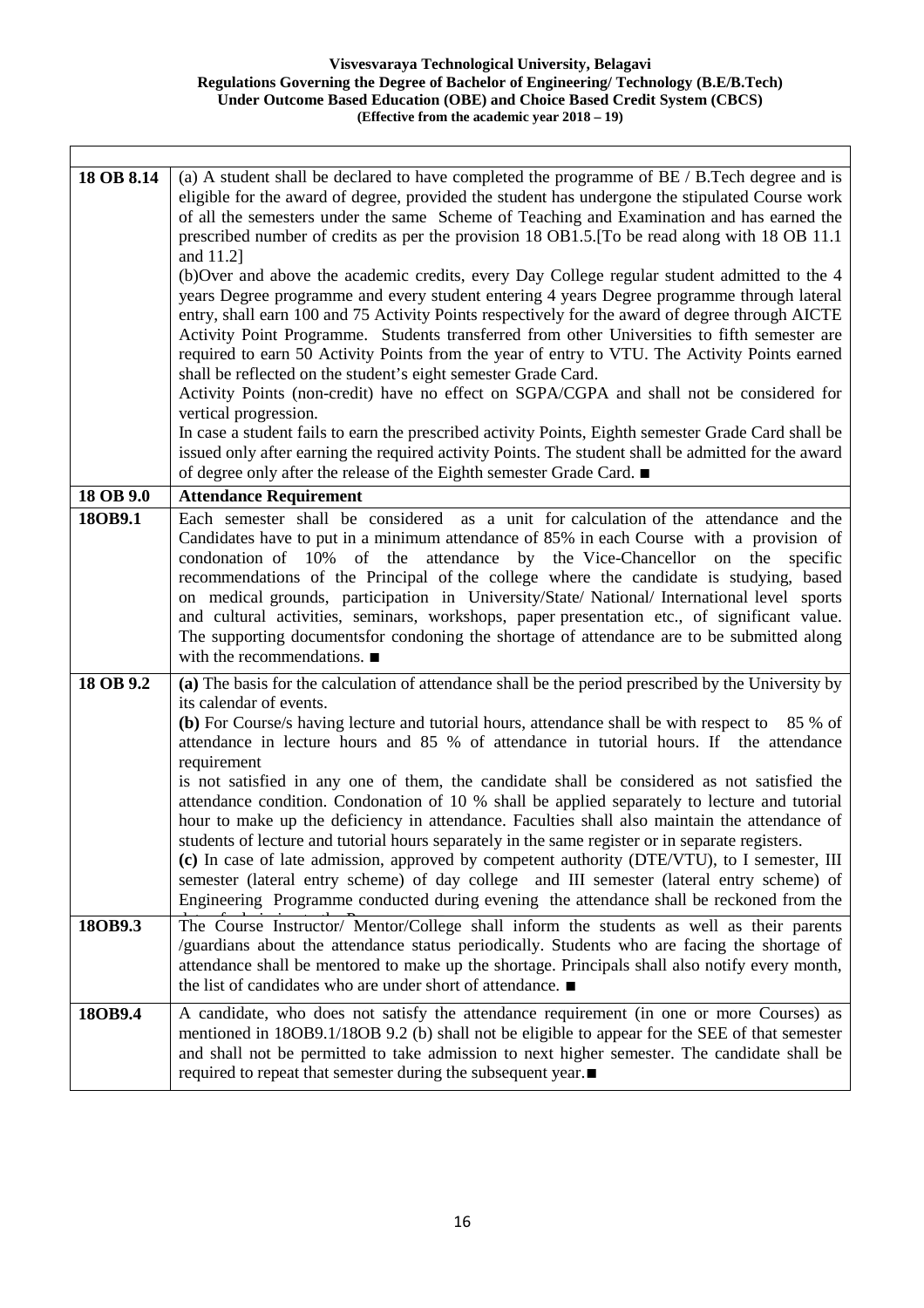| | |
|---|---|
| **18 OB 8.14** | (a) A student shall be declared to have completed the programme of BE / B.Tech degree and is eligible for the award of degree, provided the student has undergone the stipulated Course work of all the semesters under the same Scheme of Teaching and Examination and has earned the prescribed number of credits as per the provision 18 OB1.5.[To be read along with 18 OB 11.1 and 11.2]<br>(b)Over and above the academic credits, every Day College regular student admitted to the 4 years Degree programme and every student entering 4 years Degree programme through lateral entry, shall earn 100 and 75 Activity Points respectively for the award of degree through AICTE Activity Point Programme. Students transferred from other Universities to fifth semester are required to earn 50 Activity Points from the year of entry to VTU. The Activity Points earned shall be reflected on the student's eight semester Grade Card.<br>Activity Points (non-credit) have no effect on SGPA/CGPA and shall not be considered for vertical progression.<br>In case a student fails to earn the prescribed activity Points, Eighth semester Grade Card shall be issued only after earning the required activity Points. The student shall be admitted for the award of degree only after the release of the Eighth semester Grade Card. ■ |
| **18 OB 9.0** | **Attendance Requirement** |
| **18OB9.1** | Each semester shall be considered as a unit for calculation of the attendance and the Candidates have to put in a minimum attendance of 85% in each Course with a provision of condonation of 10% of the attendance by the Vice-Chancellor on the specific recommendations of the Principal of the college where the candidate is studying, based on medical grounds, participation in University/State/ National/ International level sports and cultural activities, seminars, workshops, paper presentation etc., of significant value. The supporting documentsfor condoning the shortage of attendance are to be submitted along with the recommendations. ■ |
| **18 OB 9.2** | **(a)** The basis for the calculation of attendance shall be the period prescribed by the University by its calendar of events.<br>**(b)** For Course/s having lecture and tutorial hours, attendance shall be with respect to 85 % of attendance in lecture hours and 85 % of attendance in tutorial hours. If the attendance requirement<br>is not satisfied in any one of them, the candidate shall be considered as not satisfied the attendance condition. Condonation of 10 % shall be applied separately to lecture and tutorial hour to make up the deficiency in attendance. Faculties shall also maintain the attendance of students of lecture and tutorial hours separately in the same register or in separate registers.<br>**(c)** In case of late admission, approved by competent authority (DTE/VTU), to I semester, III semester (lateral entry scheme) of day college and III semester (lateral entry scheme) of Engineering Programme conducted during evening the attendance shall be reckoned from the |
| **18OB9.3** | The Course Instructor/ Mentor/College shall inform the students as well as their parents /guardians about the attendance status periodically. Students who are facing the shortage of attendance shall be mentored to make up the shortage. Principals shall also notify every month, the list of candidates who are under short of attendance. ■ |
| **18OB9.4** | A candidate, who does not satisfy the attendance requirement (in one or more Courses) as mentioned in 18OB9.1/18OB 9.2 (b) shall not be eligible to appear for the SEE of that semester and shall not be permitted to take admission to next higher semester. The candidate shall be required to repeat that semester during the subsequent year.■ |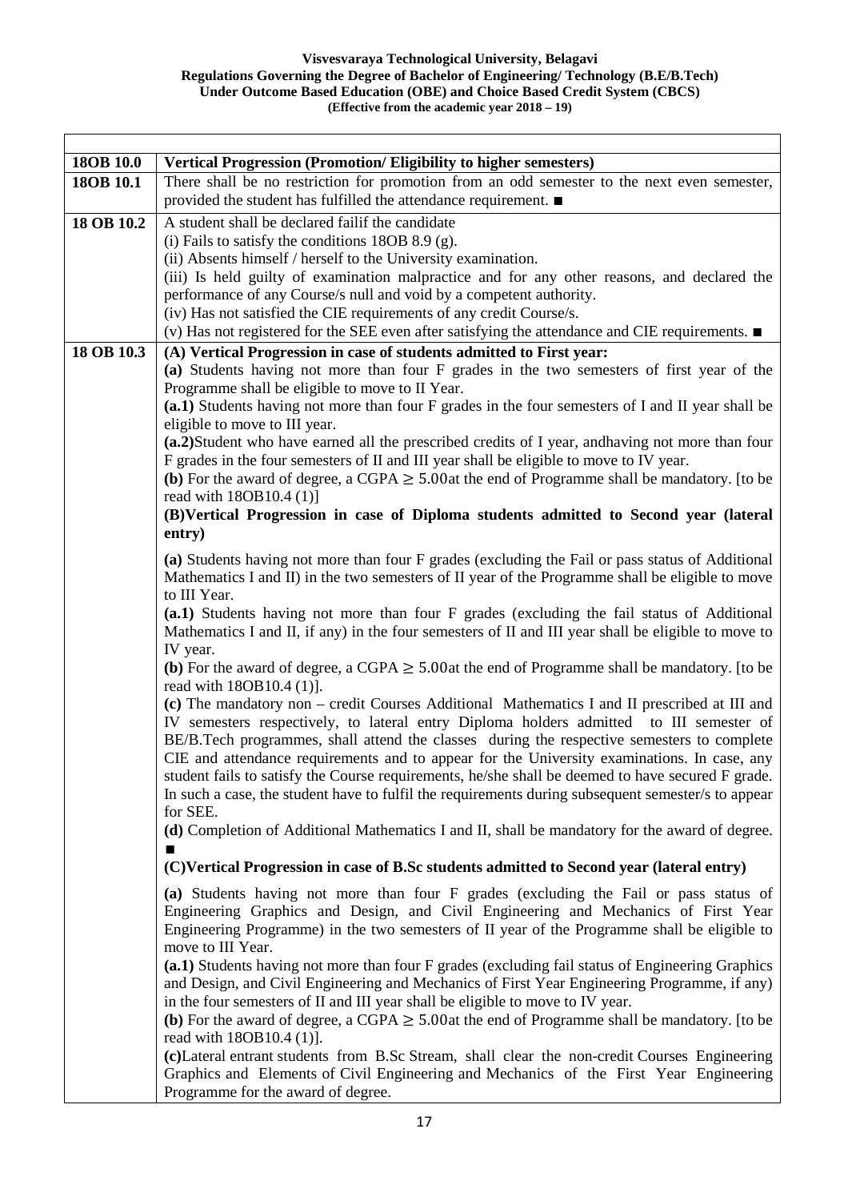| | |
|---|---|
| **18OB 10.0** | **Vertical Progression (Promotion/ Eligibility to higher semesters)** |
| **18OB 10.1** | There shall be no restriction for promotion from an odd semester to the next even semester, provided the student has fulfilled the attendance requirement. ■ |
| **18 OB 10.2** | A student shall be declared failif the candidate<br>(i) Fails to satisfy the conditions 18OB 8.9 (g).<br>(ii) Absents himself / herself to the University examination.<br>(iii) Is held guilty of examination malpractice and for any other reasons, and declared the performance of any Course/s null and void by a competent authority.<br>(iv) Has not satisfied the CIE requirements of any credit Course/s.<br>(v) Has not registered for the SEE even after satisfying the attendance and CIE requirements. ■ |
| **18 OB 10.3** | **(A) Vertical Progression in case of students admitted to First year:**<br>**(a)** Students having not more than four F grades in the two semesters of first year of the Programme shall be eligible to move to II Year.<br>**(a.1)** Students having not more than four F grades in the four semesters of I and II year shall be eligible to move to III year.<br>**(a.2)**Student who have earned all the prescribed credits of I year, andhaving not more than four F grades in the four semesters of II and III year shall be eligible to move to IV year.<br>**(b)** For the award of degree, a CGPA $\geq$ 5.00at the end of Programme shall be mandatory. [to be read with 18OB10.4 (1)]<br>**(B)Vertical Progression in case of Diploma students admitted to Second year (lateral entry)**<br>**(a)** Students having not more than four F grades (excluding the Fail or pass status of Additional Mathematics I and II) in the two semesters of II year of the Programme shall be eligible to move to III Year.<br>**(a.1)** Students having not more than four F grades (excluding the fail status of Additional Mathematics I and II, if any) in the four semesters of II and III year shall be eligible to move to IV year.<br>**(b)** For the award of degree, a CGPA $\geq$ 5.00at the end of Programme shall be mandatory. [to be read with 18OB10.4 (1)].<br>**(c)** The mandatory non – credit Courses Additional Mathematics I and II prescribed at III and IV semesters respectively, to lateral entry Diploma holders admitted to III semester of BE/B.Tech programmes, shall attend the classes during the respective semesters to complete CIE and attendance requirements and to appear for the University examinations. In case, any student fails to satisfy the Course requirements, he/she shall be deemed to have secured F grade. In such a case, the student have to fulfil the requirements during subsequent semester/s to appear for SEE.<br>**(d)** Completion of Additional Mathematics I and II, shall be mandatory for the award of degree. ■<br>**(C)Vertical Progression in case of B.Sc students admitted to Second year (lateral entry)**<br>**(a)** Students having not more than four F grades (excluding the Fail or pass status of Engineering Graphics and Design, and Civil Engineering and Mechanics of First Year Engineering Programme) in the two semesters of II year of the Programme shall be eligible to move to III Year.<br>**(a.1)** Students having not more than four F grades (excluding fail status of Engineering Graphics and Design, and Civil Engineering and Mechanics of First Year Engineering Programme, if any) in the four semesters of II and III year shall be eligible to move to IV year.<br>**(b)** For the award of degree, a CGPA $\geq$ 5.00at the end of Programme shall be mandatory. [to be read with 18OB10.4 (1)].<br>**(c)**Lateral entrant students from B.Sc Stream, shall clear the non-credit Courses Engineering Graphics and Elements of Civil Engineering and Mechanics of the First Year Engineering Programme for the award of degree. |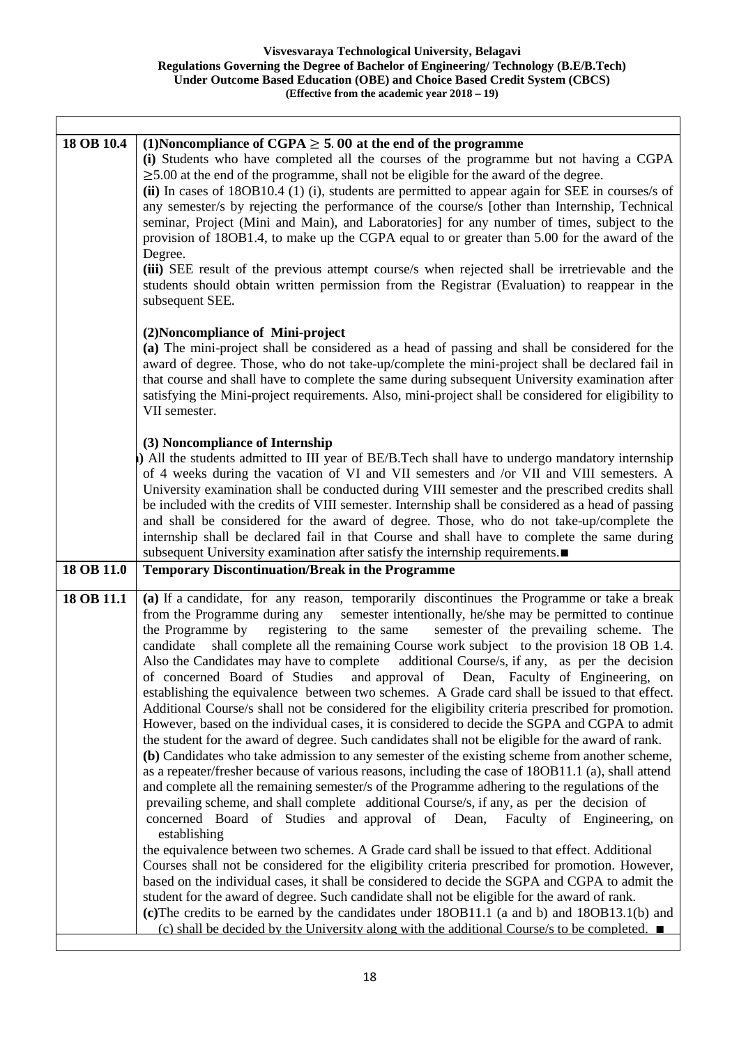| | |
|---|---|
| **18 OB 10.4** | **(1)Noncompliance of CGPA $\geq$ 5. 00 at the end of the programme**<br>**(i)** Students who have completed all the courses of the programme but not having a CGPA $\geq$5.00 at the end of the programme, shall not be eligible for the award of the degree.<br>**(ii)** In cases of 18OB10.4 (1) (i), students are permitted to appear again for SEE in courses/s of any semester/s by rejecting the performance of the course/s [other than Internship, Technical seminar, Project (Mini and Main), and Laboratories] for any number of times, subject to the provision of 18OB1.4, to make up the CGPA equal to or greater than 5.00 for the award of the Degree.<br>**(iii)** SEE result of the previous attempt course/s when rejected shall be irretrievable and the students should obtain written permission from the Registrar (Evaluation) to reappear in the subsequent SEE.<br><br>**(2)Noncompliance of Mini-project**<br>**(a)** The mini-project shall be considered as a head of passing and shall be considered for the award of degree. Those, who do not take-up/complete the mini-project shall be declared fail in that course and shall have to complete the same during subsequent University examination after satisfying the Mini-project requirements. Also, mini-project shall be considered for eligibility to VII semester.<br><br>**(3) Noncompliance of Internship**<br>**)** All the students admitted to III year of BE/B.Tech shall have to undergo mandatory internship of 4 weeks during the vacation of VI and VII semesters and /or VII and VIII semesters. A University examination shall be conducted during VIII semester and the prescribed credits shall be included with the credits of VIII semester. Internship shall be considered as a head of passing and shall be considered for the award of degree. Those, who do not take-up/complete the internship shall be declared fail in that Course and shall have to complete the same during subsequent University examination after satisfy the internship requirements.■ |
| **18 OB 11.0** | **Temporary Discontinuation/Break in the Programme** |
| **18 OB 11.1** | **(a)** If a candidate, for any reason, temporarily discontinues the Programme or take a break from the Programme during any semester intentionally, he/she may be permitted to continue the Programme by registering to the same semester of the prevailing scheme. The candidate shall complete all the remaining Course work subject to the provision 18 OB 1.4. Also the Candidates may have to complete additional Course/s, if any, as per the decision of concerned Board of Studies and approval of Dean, Faculty of Engineering, on establishing the equivalence between two schemes. A Grade card shall be issued to that effect. Additional Course/s shall not be considered for the eligibility criteria prescribed for promotion. However, based on the individual cases, it is considered to decide the SGPA and CGPA to admit the student for the award of degree. Such candidates shall not be eligible for the award of rank.<br>**(b)** Candidates who take admission to any semester of the existing scheme from another scheme, as a repeater/fresher because of various reasons, including the case of 18OB11.1 (a), shall attend and complete all the remaining semester/s of the Programme adhering to the regulations of the prevailing scheme, and shall complete additional Course/s, if any, as per the decision of concerned Board of Studies and approval of Dean, Faculty of Engineering, on establishing the equivalence between two schemes. A Grade card shall be issued to that effect. Additional Courses shall not be considered for the eligibility criteria prescribed for promotion. However, based on the individual cases, it shall be considered to decide the SGPA and CGPA to admit the student for the award of degree. Such candidate shall not be eligible for the award of rank.<br>**(c)**The credits to be earned by the candidates under 18OB11.1 (a and b) and 18OB13.1(b) and (c) shall be decided by the University along with the additional Course/s to be completed. ■ |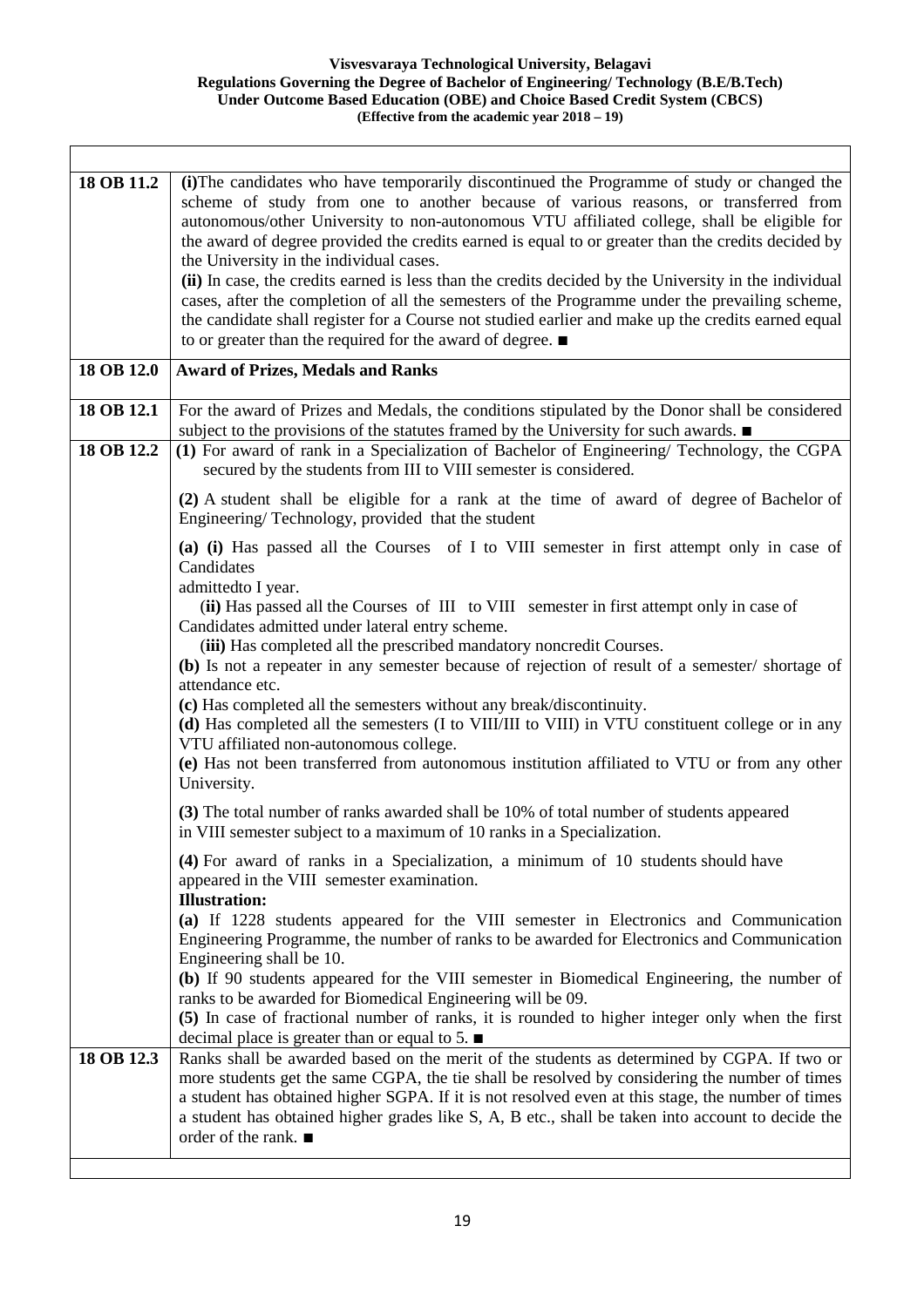| | |
|---|---|
| 18 OB 11.2 | **(i)**The candidates who have temporarily discontinued the Programme of study or changed the scheme of study from one to another because of various reasons, or transferred from autonomous/other University to non-autonomous VTU affiliated college, shall be eligible for the award of degree provided the credits earned is equal to or greater than the credits decided by the University in the individual cases.<br>**(ii)** In case, the credits earned is less than the credits decided by the University in the individual cases, after the completion of all the semesters of the Programme under the prevailing scheme, the candidate shall register for a Course not studied earlier and make up the credits earned equal to or greater than the required for the award of degree. ■ |
| **18 OB 12.0** | **Award of Prizes, Medals and Ranks** |
| 18 OB 12.1 | For the award of Prizes and Medals, the conditions stipulated by the Donor shall be considered subject to the provisions of the statutes framed by the University for such awards. ■ |
| 18 OB 12.2 | **(1)** For award of rank in a Specialization of Bachelor of Engineering/ Technology, the CGPA secured by the students from III to VIII semester is considered.<br><br>**(2)** A student shall be eligible for a rank at the time of award of degree of Bachelor of Engineering/ Technology, provided that the student<br><br>**(a) (i)** Has passed all the Courses of I to VIII semester in first attempt only in case of Candidates admittedto I year.<br>**(ii)** Has passed all the Courses of III to VIII semester in first attempt only in case of Candidates admitted under lateral entry scheme.<br>**(iii)** Has completed all the prescribed mandatory noncredit Courses.<br>**(b)** Is not a repeater in any semester because of rejection of result of a semester/ shortage of attendance etc.<br>**(c)** Has completed all the semesters without any break/discontinuity.<br>**(d)** Has completed all the semesters (I to VIII/III to VIII) in VTU constituent college or in any VTU affiliated non-autonomous college.<br>**(e)** Has not been transferred from autonomous institution affiliated to VTU or from any other University.<br><br>**(3)** The total number of ranks awarded shall be 10% of total number of students appeared in VIII semester subject to a maximum of 10 ranks in a Specialization.<br><br>**(4)** For award of ranks in a Specialization, a minimum of 10 students should have appeared in the VIII semester examination.<br>**Illustration:**<br>**(a)** If 1228 students appeared for the VIII semester in Electronics and Communication Engineering Programme, the number of ranks to be awarded for Electronics and Communication Engineering shall be 10.<br>**(b)** If 90 students appeared for the VIII semester in Biomedical Engineering, the number of ranks to be awarded for Biomedical Engineering will be 09.<br>**(5)** In case of fractional number of ranks, it is rounded to higher integer only when the first decimal place is greater than or equal to 5. ■ |
| 18 OB 12.3 | Ranks shall be awarded based on the merit of the students as determined by CGPA. If two or more students get the same CGPA, the tie shall be resolved by considering the number of times a student has obtained higher SGPA. If it is not resolved even at this stage, the number of times a student has obtained higher grades like S, A, B etc., shall be taken into account to decide the order of the rank. ■ |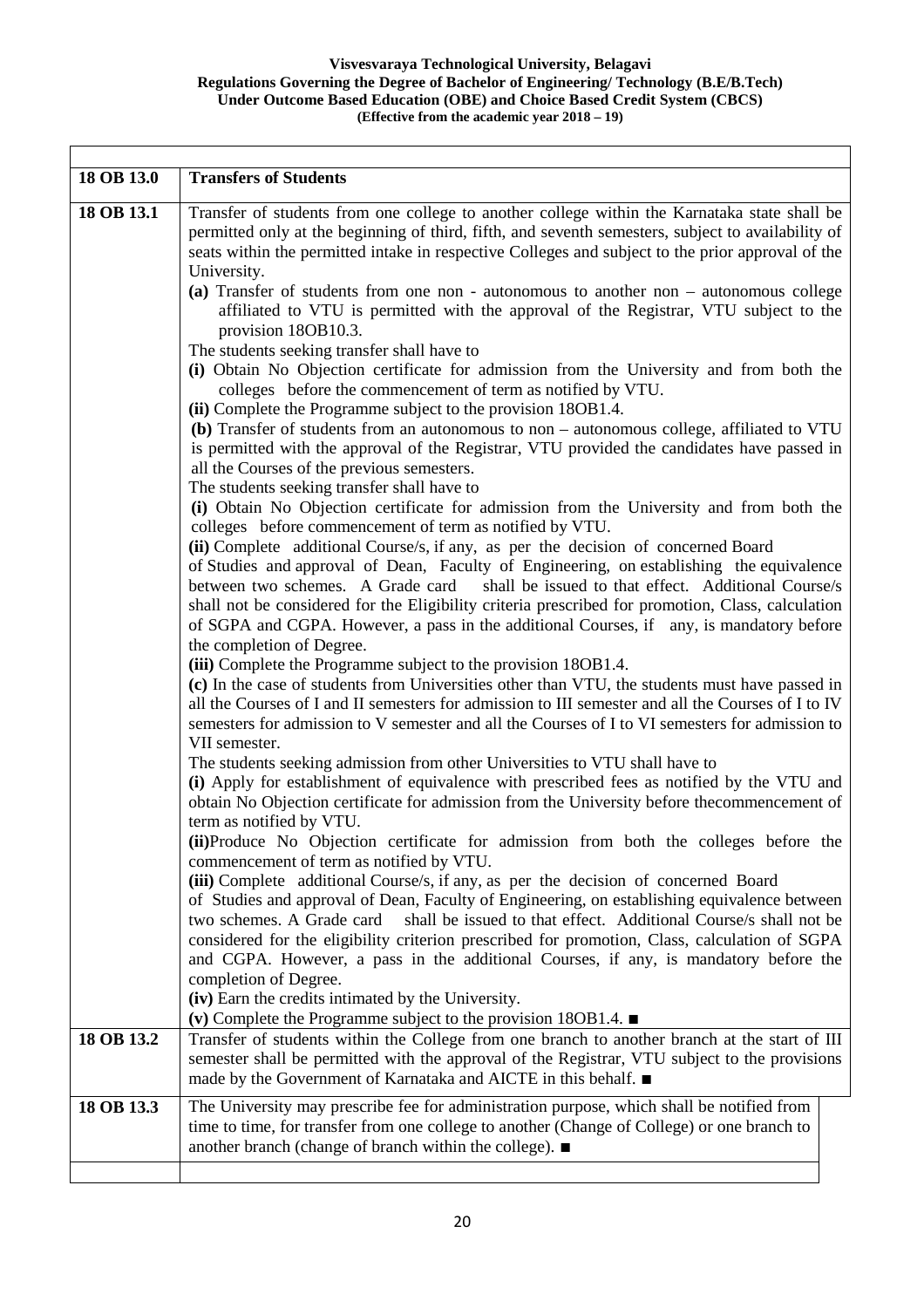| 18 OB 13.0 | **Transfers of Students** |
|---|---|
| **18 OB 13.1** | Transfer of students from one college to another college within the Karnataka state shall be permitted only at the beginning of third, fifth, and seventh semesters, subject to availability of seats within the permitted intake in respective Colleges and subject to the prior approval of the University.<br>**(a)** Transfer of students from one non - autonomous to another non – autonomous college affiliated to VTU is permitted with the approval of the Registrar, VTU subject to the provision 18OB10.3.<br>The students seeking transfer shall have to<br>**(i)** Obtain No Objection certificate for admission from the University and from both the colleges before the commencement of term as notified by VTU.<br>**(ii)** Complete the Programme subject to the provision 18OB1.4.<br>**(b)** Transfer of students from an autonomous to non – autonomous college, affiliated to VTU is permitted with the approval of the Registrar, VTU provided the candidates have passed in all the Courses of the previous semesters.<br>The students seeking transfer shall have to<br>**(i)** Obtain No Objection certificate for admission from the University and from both the colleges before commencement of term as notified by VTU.<br>**(ii)** Complete additional Course/s, if any, as per the decision of concerned Board of Studies and approval of Dean, Faculty of Engineering, on establishing the equivalence between two schemes. A Grade card shall be issued to that effect. Additional Course/s shall not be considered for the Eligibility criteria prescribed for promotion, Class, calculation of SGPA and CGPA. However, a pass in the additional Courses, if any, is mandatory before the completion of Degree.<br>**(iii)** Complete the Programme subject to the provision 18OB1.4.<br>**(c)** In the case of students from Universities other than VTU, the students must have passed in all the Courses of I and II semesters for admission to III semester and all the Courses of I to IV semesters for admission to V semester and all the Courses of I to VI semesters for admission to VII semester.<br>The students seeking admission from other Universities to VTU shall have to<br>**(i)** Apply for establishment of equivalence with prescribed fees as notified by the VTU and obtain No Objection certificate for admission from the University before thecommencement of term as notified by VTU.<br>**(ii)**Produce No Objection certificate for admission from both the colleges before the commencement of term as notified by VTU.<br>**(iii)** Complete additional Course/s, if any, as per the decision of concerned Board of Studies and approval of Dean, Faculty of Engineering, on establishing equivalence between two schemes. A Grade card shall be issued to that effect. Additional Course/s shall not be considered for the eligibility criterion prescribed for promotion, Class, calculation of SGPA and CGPA. However, a pass in the additional Courses, if any, is mandatory before the completion of Degree.<br>**(iv)** Earn the credits intimated by the University.<br>**(v)** Complete the Programme subject to the provision 18OB1.4. ■ |
| **18 OB 13.2** | Transfer of students within the College from one branch to another branch at the start of III semester shall be permitted with the approval of the Registrar, VTU subject to the provisions made by the Government of Karnataka and AICTE in this behalf. ■ |
| **18 OB 13.3** | The University may prescribe fee for administration purpose, which shall be notified from time to time, for transfer from one college to another (Change of College) or one branch to another branch (change of branch within the college). ■ |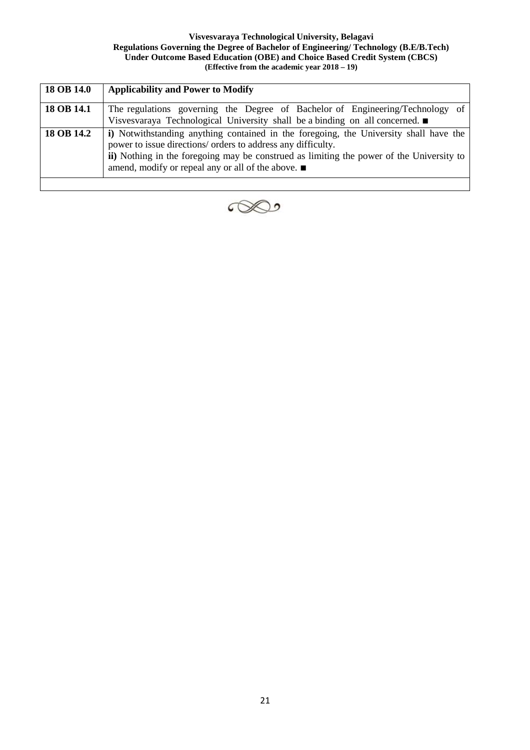| | |
|---|---|
| **18 OB 14.0** | **Applicability and Power to Modify** |
| **18 OB 14.1** | The regulations governing the Degree of Bachelor of Engineering/Technology of Visvesvaraya Technological University shall be a binding on all concerned. ■ |
| **18 OB 14.2** | **i)** Notwithstanding anything contained in the foregoing, the University shall have the power to issue directions/ orders to address any difficulty.<br>**ii)** Nothing in the foregoing may be construed as limiting the power of the University to amend, modify or repeal any or all of the above. ■ |
| | |